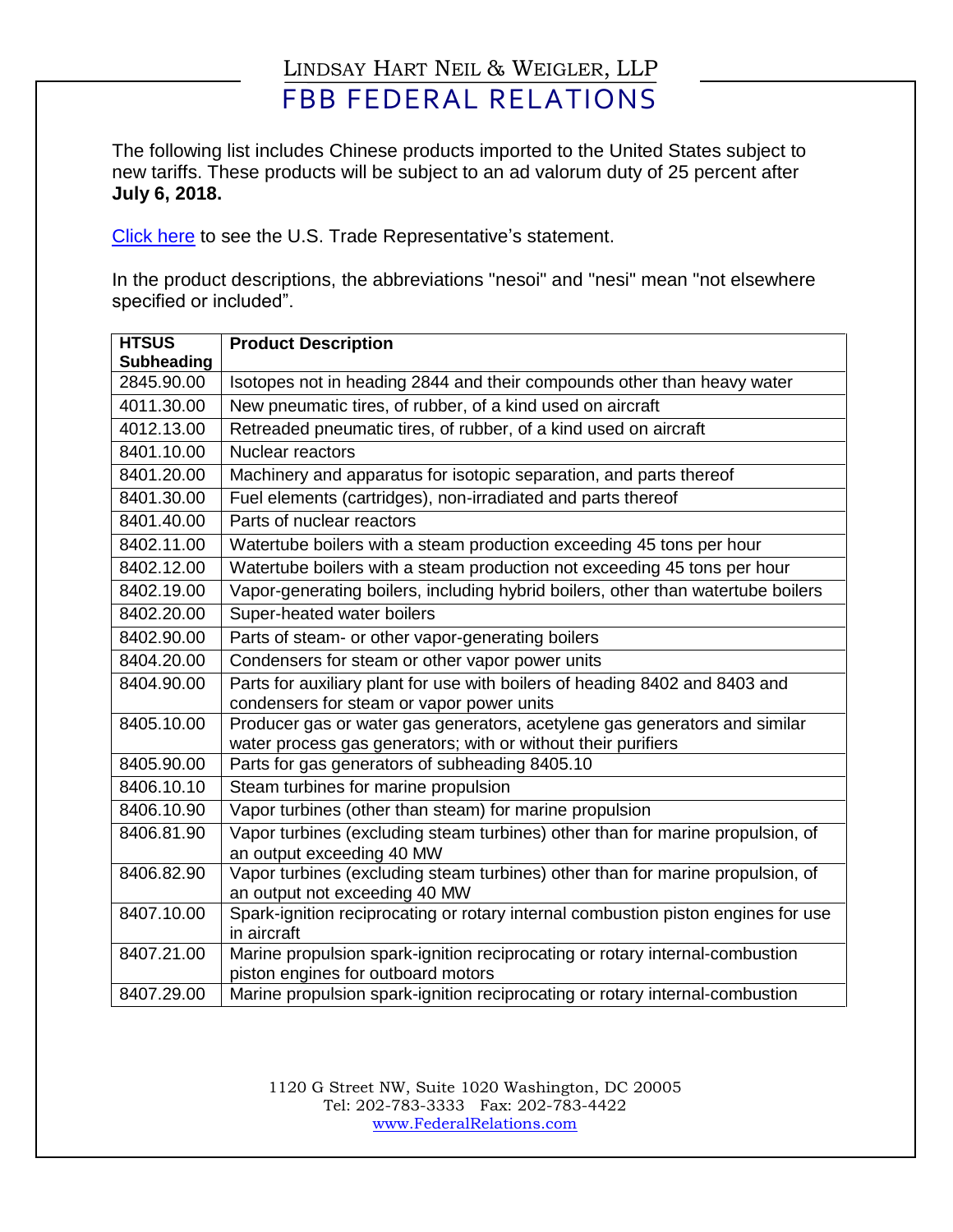LINDSAY HART NEIL & WEIGLER, LLP

FBB FEDERAL RELATIONS

The following list includes Chinese products imported to the United States subject to new tariffs. These products will be subject to an ad valorum duty of 25 percent after **July 6, 2018.**

Click here to see the U.S. Trade Representative's statement.

In the product descriptions, the abbreviations "nesoi" and "nesi" mean "not elsewhere specified or included".

| HTSUS Subheading | Product Description |
|---|---|
| 2845.90.00 | Isotopes not in heading 2844 and their compounds other than heavy water |
| 4011.30.00 | New pneumatic tires, of rubber, of a kind used on aircraft |
| 4012.13.00 | Retreaded pneumatic tires, of rubber, of a kind used on aircraft |
| 8401.10.00 | Nuclear reactors |
| 8401.20.00 | Machinery and apparatus for isotopic separation, and parts thereof |
| 8401.30.00 | Fuel elements (cartridges), non-irradiated and parts thereof |
| 8401.40.00 | Parts of nuclear reactors |
| 8402.11.00 | Watertube boilers with a steam production exceeding 45 tons per hour |
| 8402.12.00 | Watertube boilers with a steam production not exceeding 45 tons per hour |
| 8402.19.00 | Vapor-generating boilers, including hybrid boilers, other than watertube boilers |
| 8402.20.00 | Super-heated water boilers |
| 8402.90.00 | Parts of steam- or other vapor-generating boilers |
| 8404.20.00 | Condensers for steam or other vapor power units |
| 8404.90.00 | Parts for auxiliary plant for use with boilers of heading 8402 and 8403 and condensers for steam or vapor power units |
| 8405.10.00 | Producer gas or water gas generators, acetylene gas generators and similar water process gas generators; with or without their purifiers |
| 8405.90.00 | Parts for gas generators of subheading 8405.10 |
| 8406.10.10 | Steam turbines for marine propulsion |
| 8406.10.90 | Vapor turbines (other than steam) for marine propulsion |
| 8406.81.90 | Vapor turbines (excluding steam turbines) other than for marine propulsion, of an output exceeding 40 MW |
| 8406.82.90 | Vapor turbines (excluding steam turbines) other than for marine propulsion, of an output not exceeding 40 MW |
| 8407.10.00 | Spark-ignition reciprocating or rotary internal combustion piston engines for use in aircraft |
| 8407.21.00 | Marine propulsion spark-ignition reciprocating or rotary internal-combustion piston engines for outboard motors |
| 8407.29.00 | Marine propulsion spark-ignition reciprocating or rotary internal-combustion |

1120 G Street NW, Suite 1020 Washington, DC 20005
Tel: 202-783-3333 Fax: 202-783-4422
www.FederalRelations.com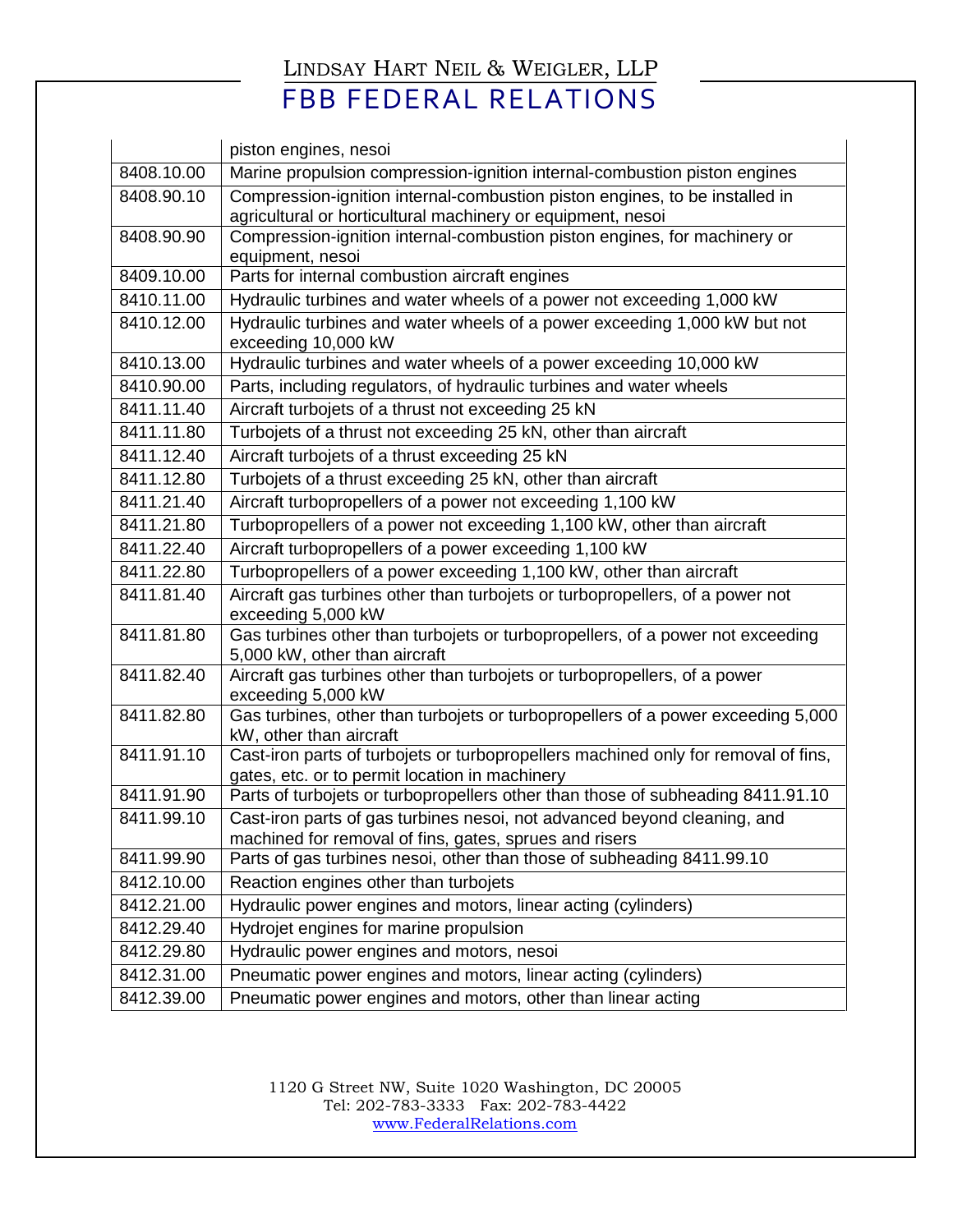| | |
|---|---|
| | piston engines, nesoi |
| 8408.10.00 | Marine propulsion compression-ignition internal-combustion piston engines |
| 8408.90.10 | Compression-ignition internal-combustion piston engines, to be installed in agricultural or horticultural machinery or equipment, nesoi |
| 8408.90.90 | Compression-ignition internal-combustion piston engines, for machinery or equipment, nesoi |
| 8409.10.00 | Parts for internal combustion aircraft engines |
| 8410.11.00 | Hydraulic turbines and water wheels of a power not exceeding 1,000 kW |
| 8410.12.00 | Hydraulic turbines and water wheels of a power exceeding 1,000 kW but not exceeding 10,000 kW |
| 8410.13.00 | Hydraulic turbines and water wheels of a power exceeding 10,000 kW |
| 8410.90.00 | Parts, including regulators, of hydraulic turbines and water wheels |
| 8411.11.40 | Aircraft turbojets of a thrust not exceeding 25 kN |
| 8411.11.80 | Turbojets of a thrust not exceeding 25 kN, other than aircraft |
| 8411.12.40 | Aircraft turbojets of a thrust exceeding 25 kN |
| 8411.12.80 | Turbojets of a thrust exceeding 25 kN, other than aircraft |
| 8411.21.40 | Aircraft turbopropellers of a power not exceeding 1,100 kW |
| 8411.21.80 | Turbopropellers of a power not exceeding 1,100 kW, other than aircraft |
| 8411.22.40 | Aircraft turbopropellers of a power exceeding 1,100 kW |
| 8411.22.80 | Turbopropellers of a power exceeding 1,100 kW, other than aircraft |
| 8411.81.40 | Aircraft gas turbines other than turbojets or turbopropellers, of a power not exceeding 5,000 kW |
| 8411.81.80 | Gas turbines other than turbojets or turbopropellers, of a power not exceeding 5,000 kW, other than aircraft |
| 8411.82.40 | Aircraft gas turbines other than turbojets or turbopropellers, of a power exceeding 5,000 kW |
| 8411.82.80 | Gas turbines, other than turbojets or turbopropellers of a power exceeding 5,000 kW, other than aircraft |
| 8411.91.10 | Cast-iron parts of turbojets or turbopropellers machined only for removal of fins, gates, etc. or to permit location in machinery |
| 8411.91.90 | Parts of turbojets or turbopropellers other than those of subheading 8411.91.10 |
| 8411.99.10 | Cast-iron parts of gas turbines nesoi, not advanced beyond cleaning, and machined for removal of fins, gates, sprues and risers |
| 8411.99.90 | Parts of gas turbines nesoi, other than those of subheading 8411.99.10 |
| 8412.10.00 | Reaction engines other than turbojets |
| 8412.21.00 | Hydraulic power engines and motors, linear acting (cylinders) |
| 8412.29.40 | Hydrojet engines for marine propulsion |
| 8412.29.80 | Hydraulic power engines and motors, nesoi |
| 8412.31.00 | Pneumatic power engines and motors, linear acting (cylinders) |
| 8412.39.00 | Pneumatic power engines and motors, other than linear acting |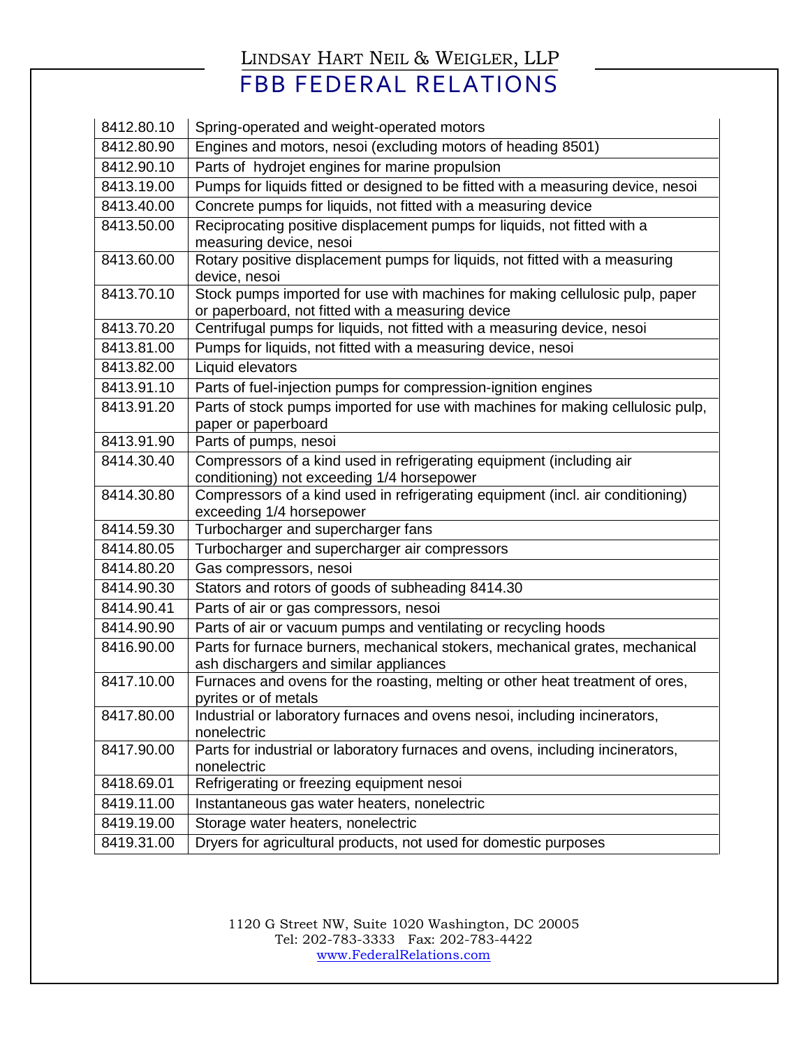| | |
|---|---|
| 8412.80.10 | Spring-operated and weight-operated motors |
| 8412.80.90 | Engines and motors, nesoi (excluding motors of heading 8501) |
| 8412.90.10 | Parts of hydrojet engines for marine propulsion |
| 8413.19.00 | Pumps for liquids fitted or designed to be fitted with a measuring device, nesoi |
| 8413.40.00 | Concrete pumps for liquids, not fitted with a measuring device |
| 8413.50.00 | Reciprocating positive displacement pumps for liquids, not fitted with a measuring device, nesoi |
| 8413.60.00 | Rotary positive displacement pumps for liquids, not fitted with a measuring device, nesoi |
| 8413.70.10 | Stock pumps imported for use with machines for making cellulosic pulp, paper or paperboard, not fitted with a measuring device |
| 8413.70.20 | Centrifugal pumps for liquids, not fitted with a measuring device, nesoi |
| 8413.81.00 | Pumps for liquids, not fitted with a measuring device, nesoi |
| 8413.82.00 | Liquid elevators |
| 8413.91.10 | Parts of fuel-injection pumps for compression-ignition engines |
| 8413.91.20 | Parts of stock pumps imported for use with machines for making cellulosic pulp, paper or paperboard |
| 8413.91.90 | Parts of pumps, nesoi |
| 8414.30.40 | Compressors of a kind used in refrigerating equipment (including air conditioning) not exceeding 1/4 horsepower |
| 8414.30.80 | Compressors of a kind used in refrigerating equipment (incl. air conditioning) exceeding 1/4 horsepower |
| 8414.59.30 | Turbocharger and supercharger fans |
| 8414.80.05 | Turbocharger and supercharger air compressors |
| 8414.80.20 | Gas compressors, nesoi |
| 8414.90.30 | Stators and rotors of goods of subheading 8414.30 |
| 8414.90.41 | Parts of air or gas compressors, nesoi |
| 8414.90.90 | Parts of air or vacuum pumps and ventilating or recycling hoods |
| 8416.90.00 | Parts for furnace burners, mechanical stokers, mechanical grates, mechanical ash dischargers and similar appliances |
| 8417.10.00 | Furnaces and ovens for the roasting, melting or other heat treatment of ores, pyrites or of metals |
| 8417.80.00 | Industrial or laboratory furnaces and ovens nesoi, including incinerators, nonelectric |
| 8417.90.00 | Parts for industrial or laboratory furnaces and ovens, including incinerators, nonelectric |
| 8418.69.01 | Refrigerating or freezing equipment nesoi |
| 8419.11.00 | Instantaneous gas water heaters, nonelectric |
| 8419.19.00 | Storage water heaters, nonelectric |
| 8419.31.00 | Dryers for agricultural products, not used for domestic purposes |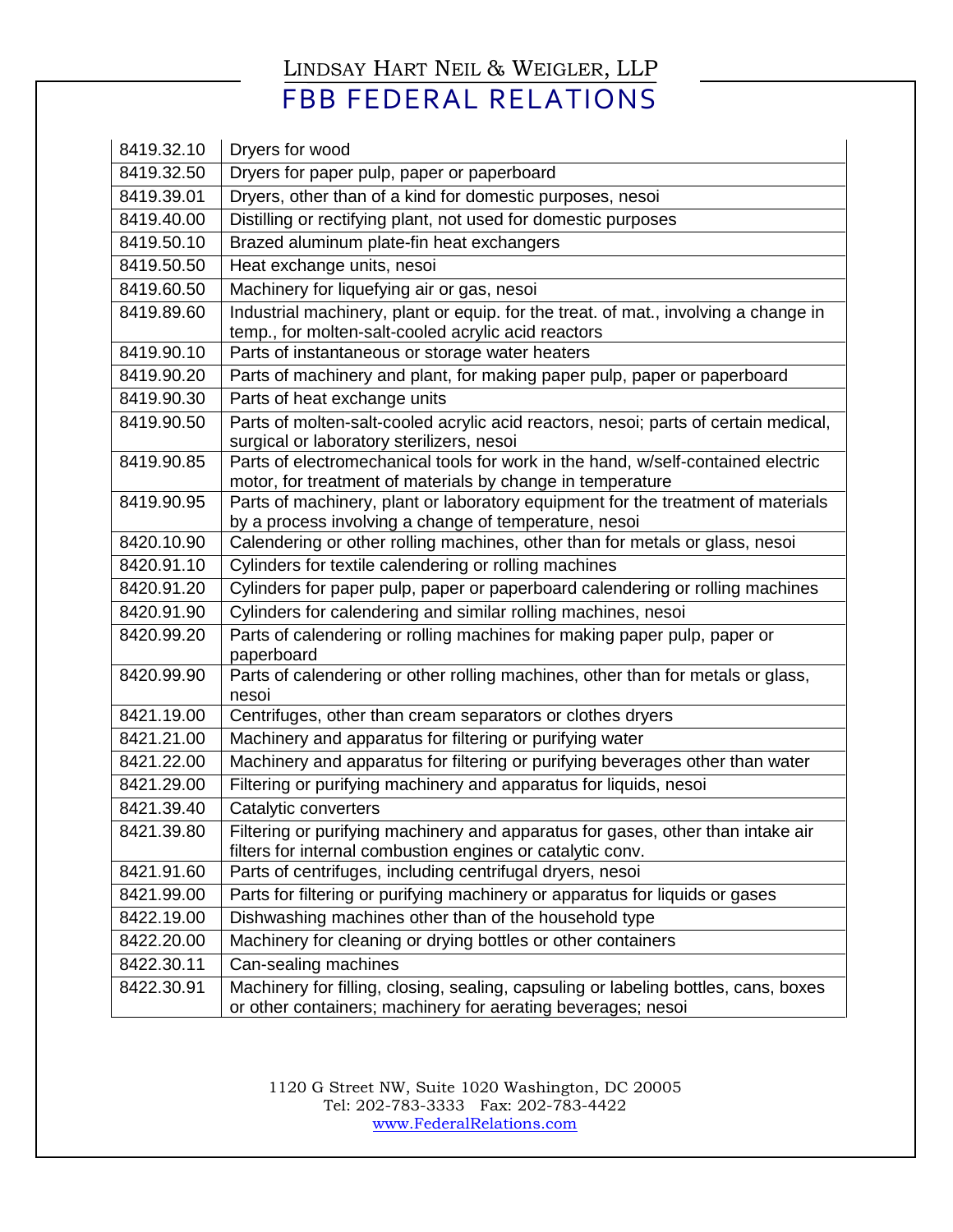| | |
|---|---|
| 8419.32.10 | Dryers for wood |
| 8419.32.50 | Dryers for paper pulp, paper or paperboard |
| 8419.39.01 | Dryers, other than of a kind for domestic purposes, nesoi |
| 8419.40.00 | Distilling or rectifying plant, not used for domestic purposes |
| 8419.50.10 | Brazed aluminum plate-fin heat exchangers |
| 8419.50.50 | Heat exchange units, nesoi |
| 8419.60.50 | Machinery for liquefying air or gas, nesoi |
| 8419.89.60 | Industrial machinery, plant or equip. for the treat. of mat., involving a change in temp., for molten-salt-cooled acrylic acid reactors |
| 8419.90.10 | Parts of instantaneous or storage water heaters |
| 8419.90.20 | Parts of machinery and plant, for making paper pulp, paper or paperboard |
| 8419.90.30 | Parts of heat exchange units |
| 8419.90.50 | Parts of molten-salt-cooled acrylic acid reactors, nesoi; parts of certain medical, surgical or laboratory sterilizers, nesoi |
| 8419.90.85 | Parts of electromechanical tools for work in the hand, w/self-contained electric motor, for treatment of materials by change in temperature |
| 8419.90.95 | Parts of machinery, plant or laboratory equipment for the treatment of materials by a process involving a change of temperature, nesoi |
| 8420.10.90 | Calendering or other rolling machines, other than for metals or glass, nesoi |
| 8420.91.10 | Cylinders for textile calendering or rolling machines |
| 8420.91.20 | Cylinders for paper pulp, paper or paperboard calendering or rolling machines |
| 8420.91.90 | Cylinders for calendering and similar rolling machines, nesoi |
| 8420.99.20 | Parts of calendering or rolling machines for making paper pulp, paper or paperboard |
| 8420.99.90 | Parts of calendering or other rolling machines, other than for metals or glass, nesoi |
| 8421.19.00 | Centrifuges, other than cream separators or clothes dryers |
| 8421.21.00 | Machinery and apparatus for filtering or purifying water |
| 8421.22.00 | Machinery and apparatus for filtering or purifying beverages other than water |
| 8421.29.00 | Filtering or purifying machinery and apparatus for liquids, nesoi |
| 8421.39.40 | Catalytic converters |
| 8421.39.80 | Filtering or purifying machinery and apparatus for gases, other than intake air filters for internal combustion engines or catalytic conv. |
| 8421.91.60 | Parts of centrifuges, including centrifugal dryers, nesoi |
| 8421.99.00 | Parts for filtering or purifying machinery or apparatus for liquids or gases |
| 8422.19.00 | Dishwashing machines other than of the household type |
| 8422.20.00 | Machinery for cleaning or drying bottles or other containers |
| 8422.30.11 | Can-sealing machines |
| 8422.30.91 | Machinery for filling, closing, sealing, capsuling or labeling bottles, cans, boxes or other containers; machinery for aerating beverages; nesoi |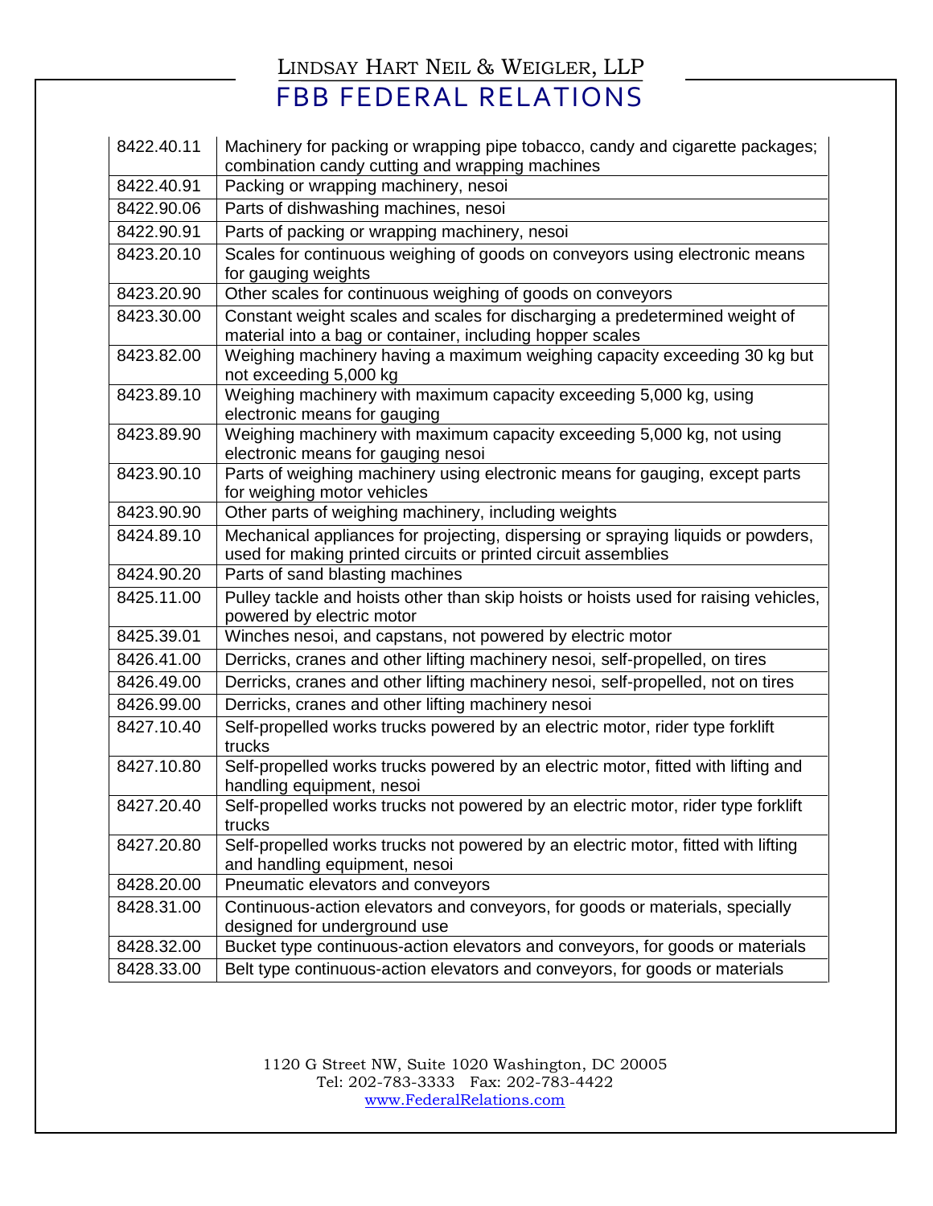| | |
|---|---|
| 8422.40.11 | Machinery for packing or wrapping pipe tobacco, candy and cigarette packages; combination candy cutting and wrapping machines |
| 8422.40.91 | Packing or wrapping machinery, nesoi |
| 8422.90.06 | Parts of dishwashing machines, nesoi |
| 8422.90.91 | Parts of packing or wrapping machinery, nesoi |
| 8423.20.10 | Scales for continuous weighing of goods on conveyors using electronic means for gauging weights |
| 8423.20.90 | Other scales for continuous weighing of goods on conveyors |
| 8423.30.00 | Constant weight scales and scales for discharging a predetermined weight of material into a bag or container, including hopper scales |
| 8423.82.00 | Weighing machinery having a maximum weighing capacity exceeding 30 kg but not exceeding 5,000 kg |
| 8423.89.10 | Weighing machinery with maximum capacity exceeding 5,000 kg, using electronic means for gauging |
| 8423.89.90 | Weighing machinery with maximum capacity exceeding 5,000 kg, not using electronic means for gauging nesoi |
| 8423.90.10 | Parts of weighing machinery using electronic means for gauging, except parts for weighing motor vehicles |
| 8423.90.90 | Other parts of weighing machinery, including weights |
| 8424.89.10 | Mechanical appliances for projecting, dispersing or spraying liquids or powders, used for making printed circuits or printed circuit assemblies |
| 8424.90.20 | Parts of sand blasting machines |
| 8425.11.00 | Pulley tackle and hoists other than skip hoists or hoists used for raising vehicles, powered by electric motor |
| 8425.39.01 | Winches nesoi, and capstans, not powered by electric motor |
| 8426.41.00 | Derricks, cranes and other lifting machinery nesoi, self-propelled, on tires |
| 8426.49.00 | Derricks, cranes and other lifting machinery nesoi, self-propelled, not on tires |
| 8426.99.00 | Derricks, cranes and other lifting machinery nesoi |
| 8427.10.40 | Self-propelled works trucks powered by an electric motor, rider type forklift trucks |
| 8427.10.80 | Self-propelled works trucks powered by an electric motor, fitted with lifting and handling equipment, nesoi |
| 8427.20.40 | Self-propelled works trucks not powered by an electric motor, rider type forklift trucks |
| 8427.20.80 | Self-propelled works trucks not powered by an electric motor, fitted with lifting and handling equipment, nesoi |
| 8428.20.00 | Pneumatic elevators and conveyors |
| 8428.31.00 | Continuous-action elevators and conveyors, for goods or materials, specially designed for underground use |
| 8428.32.00 | Bucket type continuous-action elevators and conveyors, for goods or materials |
| 8428.33.00 | Belt type continuous-action elevators and conveyors, for goods or materials |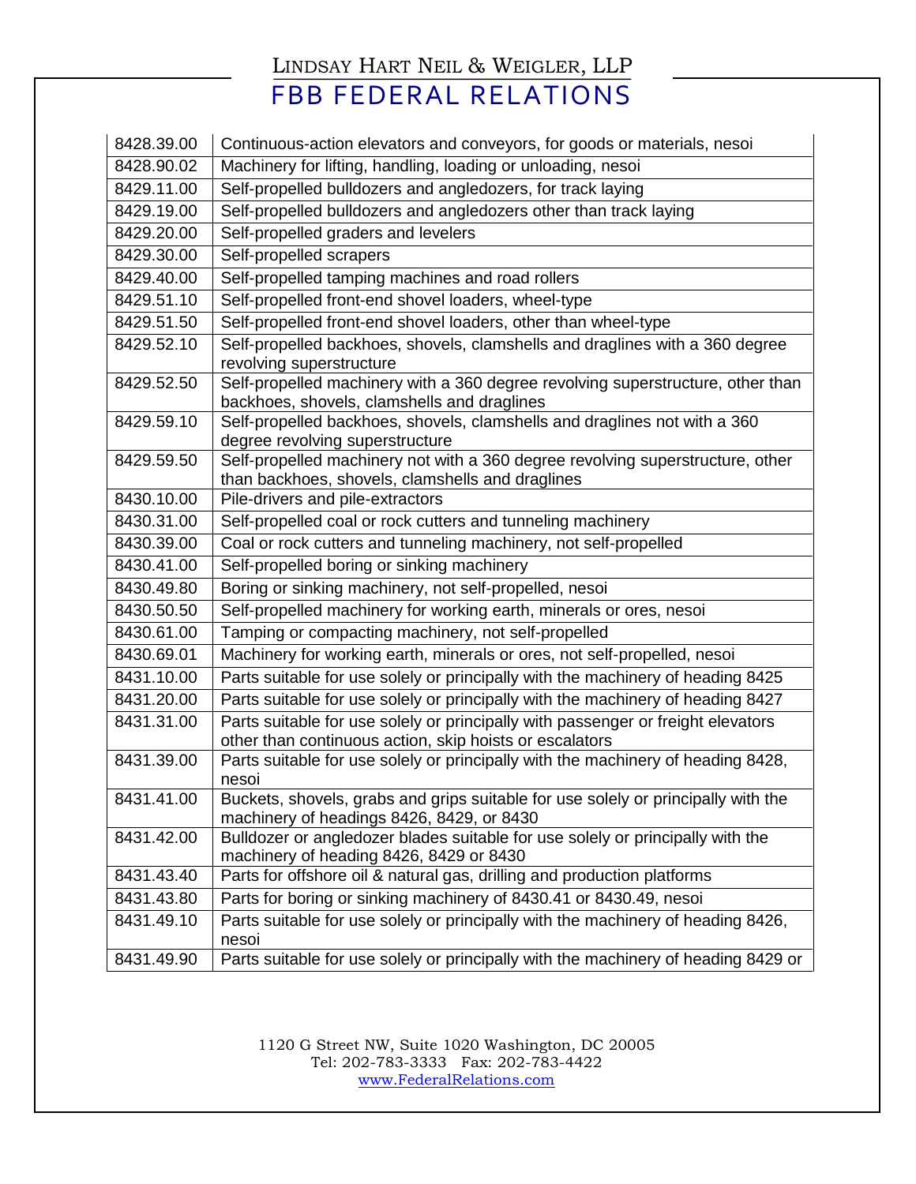| | |
|---|---|
| 8428.39.00 | Continuous-action elevators and conveyors, for goods or materials, nesoi |
| 8428.90.02 | Machinery for lifting, handling, loading or unloading, nesoi |
| 8429.11.00 | Self-propelled bulldozers and angledozers, for track laying |
| 8429.19.00 | Self-propelled bulldozers and angledozers other than track laying |
| 8429.20.00 | Self-propelled graders and levelers |
| 8429.30.00 | Self-propelled scrapers |
| 8429.40.00 | Self-propelled tamping machines and road rollers |
| 8429.51.10 | Self-propelled front-end shovel loaders, wheel-type |
| 8429.51.50 | Self-propelled front-end shovel loaders, other than wheel-type |
| 8429.52.10 | Self-propelled backhoes, shovels, clamshells and draglines with a 360 degree revolving superstructure |
| 8429.52.50 | Self-propelled machinery with a 360 degree revolving superstructure, other than backhoes, shovels, clamshells and draglines |
| 8429.59.10 | Self-propelled backhoes, shovels, clamshells and draglines not with a 360 degree revolving superstructure |
| 8429.59.50 | Self-propelled machinery not with a 360 degree revolving superstructure, other than backhoes, shovels, clamshells and draglines |
| 8430.10.00 | Pile-drivers and pile-extractors |
| 8430.31.00 | Self-propelled coal or rock cutters and tunneling machinery |
| 8430.39.00 | Coal or rock cutters and tunneling machinery, not self-propelled |
| 8430.41.00 | Self-propelled boring or sinking machinery |
| 8430.49.80 | Boring or sinking machinery, not self-propelled, nesoi |
| 8430.50.50 | Self-propelled machinery for working earth, minerals or ores, nesoi |
| 8430.61.00 | Tamping or compacting machinery, not self-propelled |
| 8430.69.01 | Machinery for working earth, minerals or ores, not self-propelled, nesoi |
| 8431.10.00 | Parts suitable for use solely or principally with the machinery of heading 8425 |
| 8431.20.00 | Parts suitable for use solely or principally with the machinery of heading 8427 |
| 8431.31.00 | Parts suitable for use solely or principally with passenger or freight elevators other than continuous action, skip hoists or escalators |
| 8431.39.00 | Parts suitable for use solely or principally with the machinery of heading 8428, nesoi |
| 8431.41.00 | Buckets, shovels, grabs and grips suitable for use solely or principally with the machinery of headings 8426, 8429, or 8430 |
| 8431.42.00 | Bulldozer or angledozer blades suitable for use solely or principally with the machinery of heading 8426, 8429 or 8430 |
| 8431.43.40 | Parts for offshore oil & natural gas, drilling and production platforms |
| 8431.43.80 | Parts for boring or sinking machinery of 8430.41 or 8430.49, nesoi |
| 8431.49.10 | Parts suitable for use solely or principally with the machinery of heading 8426, nesoi |
| 8431.49.90 | Parts suitable for use solely or principally with the machinery of heading 8429 or |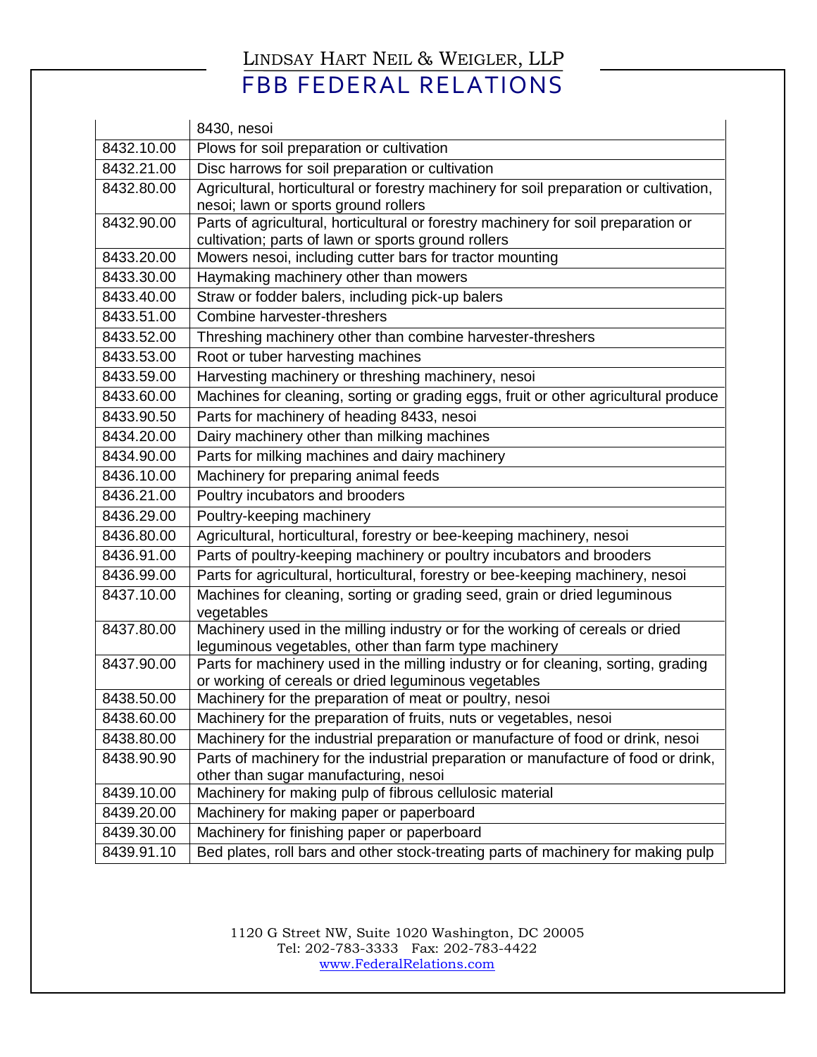| | |
|---|---|
| | 8430, nesoi |
| 8432.10.00 | Plows for soil preparation or cultivation |
| 8432.21.00 | Disc harrows for soil preparation or cultivation |
| 8432.80.00 | Agricultural, horticultural or forestry machinery for soil preparation or cultivation, nesoi; lawn or sports ground rollers |
| 8432.90.00 | Parts of agricultural, horticultural or forestry machinery for soil preparation or cultivation; parts of lawn or sports ground rollers |
| 8433.20.00 | Mowers nesoi, including cutter bars for tractor mounting |
| 8433.30.00 | Haymaking machinery other than mowers |
| 8433.40.00 | Straw or fodder balers, including pick-up balers |
| 8433.51.00 | Combine harvester-threshers |
| 8433.52.00 | Threshing machinery other than combine harvester-threshers |
| 8433.53.00 | Root or tuber harvesting machines |
| 8433.59.00 | Harvesting machinery or threshing machinery, nesoi |
| 8433.60.00 | Machines for cleaning, sorting or grading eggs, fruit or other agricultural produce |
| 8433.90.50 | Parts for machinery of heading 8433, nesoi |
| 8434.20.00 | Dairy machinery other than milking machines |
| 8434.90.00 | Parts for milking machines and dairy machinery |
| 8436.10.00 | Machinery for preparing animal feeds |
| 8436.21.00 | Poultry incubators and brooders |
| 8436.29.00 | Poultry-keeping machinery |
| 8436.80.00 | Agricultural, horticultural, forestry or bee-keeping machinery, nesoi |
| 8436.91.00 | Parts of poultry-keeping machinery or poultry incubators and brooders |
| 8436.99.00 | Parts for agricultural, horticultural, forestry or bee-keeping machinery, nesoi |
| 8437.10.00 | Machines for cleaning, sorting or grading seed, grain or dried leguminous vegetables |
| 8437.80.00 | Machinery used in the milling industry or for the working of cereals or dried leguminous vegetables, other than farm type machinery |
| 8437.90.00 | Parts for machinery used in the milling industry or for cleaning, sorting, grading or working of cereals or dried leguminous vegetables |
| 8438.50.00 | Machinery for the preparation of meat or poultry, nesoi |
| 8438.60.00 | Machinery for the preparation of fruits, nuts or vegetables, nesoi |
| 8438.80.00 | Machinery for the industrial preparation or manufacture of food or drink, nesoi |
| 8438.90.90 | Parts of machinery for the industrial preparation or manufacture of food or drink, other than sugar manufacturing, nesoi |
| 8439.10.00 | Machinery for making pulp of fibrous cellulosic material |
| 8439.20.00 | Machinery for making paper or paperboard |
| 8439.30.00 | Machinery for finishing paper or paperboard |
| 8439.91.10 | Bed plates, roll bars and other stock-treating parts of machinery for making pulp |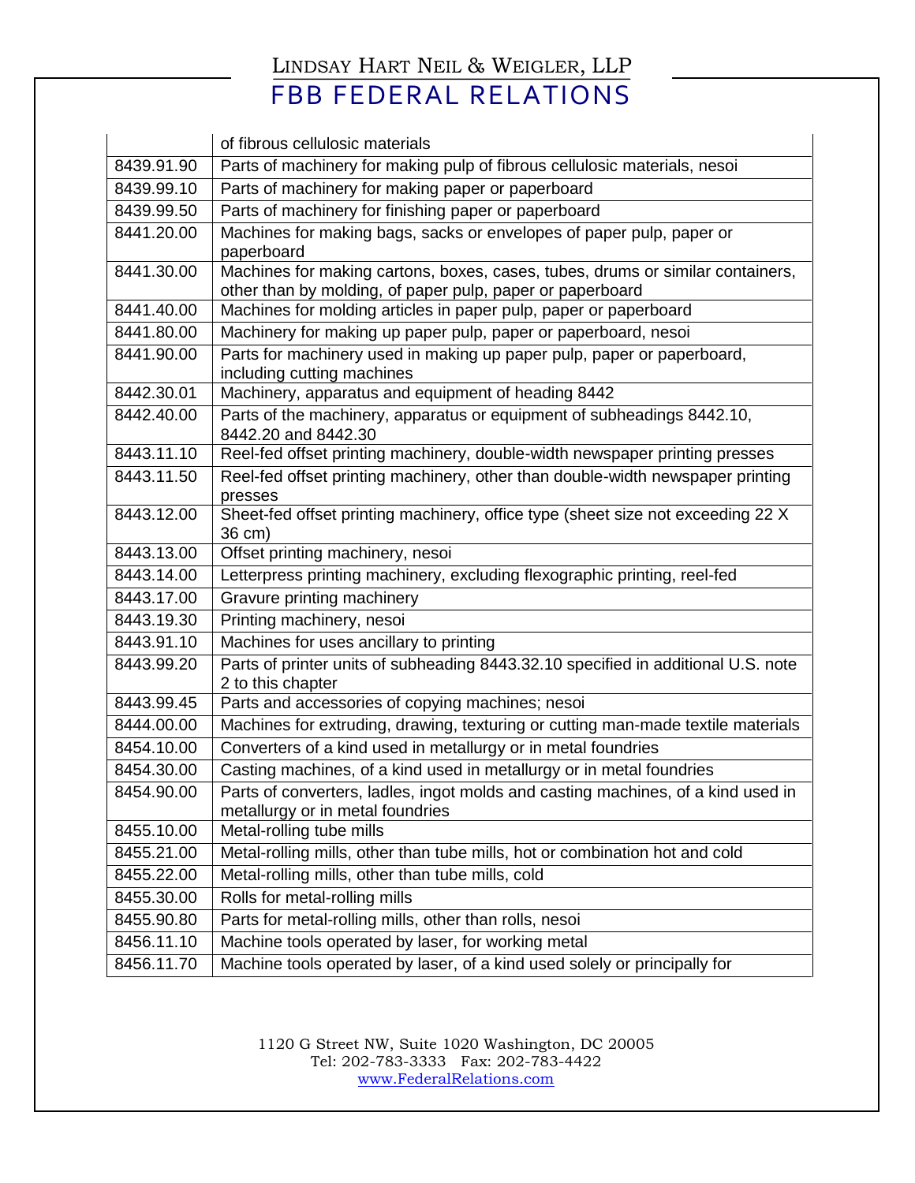| | |
|---|---|
| | of fibrous cellulosic materials |
| 8439.91.90 | Parts of machinery for making pulp of fibrous cellulosic materials, nesoi |
| 8439.99.10 | Parts of machinery for making paper or paperboard |
| 8439.99.50 | Parts of machinery for finishing paper or paperboard |
| 8441.20.00 | Machines for making bags, sacks or envelopes of paper pulp, paper or paperboard |
| 8441.30.00 | Machines for making cartons, boxes, cases, tubes, drums or similar containers, other than by molding, of paper pulp, paper or paperboard |
| 8441.40.00 | Machines for molding articles in paper pulp, paper or paperboard |
| 8441.80.00 | Machinery for making up paper pulp, paper or paperboard, nesoi |
| 8441.90.00 | Parts for machinery used in making up paper pulp, paper or paperboard, including cutting machines |
| 8442.30.01 | Machinery, apparatus and equipment of heading 8442 |
| 8442.40.00 | Parts of the machinery, apparatus or equipment of subheadings 8442.10, 8442.20 and 8442.30 |
| 8443.11.10 | Reel-fed offset printing machinery, double-width newspaper printing presses |
| 8443.11.50 | Reel-fed offset printing machinery, other than double-width newspaper printing presses |
| 8443.12.00 | Sheet-fed offset printing machinery, office type (sheet size not exceeding 22 X 36 cm) |
| 8443.13.00 | Offset printing machinery, nesoi |
| 8443.14.00 | Letterpress printing machinery, excluding flexographic printing, reel-fed |
| 8443.17.00 | Gravure printing machinery |
| 8443.19.30 | Printing machinery, nesoi |
| 8443.91.10 | Machines for uses ancillary to printing |
| 8443.99.20 | Parts of printer units of subheading 8443.32.10 specified in additional U.S. note 2 to this chapter |
| 8443.99.45 | Parts and accessories of copying machines; nesoi |
| 8444.00.00 | Machines for extruding, drawing, texturing or cutting man-made textile materials |
| 8454.10.00 | Converters of a kind used in metallurgy or in metal foundries |
| 8454.30.00 | Casting machines, of a kind used in metallurgy or in metal foundries |
| 8454.90.00 | Parts of converters, ladles, ingot molds and casting machines, of a kind used in metallurgy or in metal foundries |
| 8455.10.00 | Metal-rolling tube mills |
| 8455.21.00 | Metal-rolling mills, other than tube mills, hot or combination hot and cold |
| 8455.22.00 | Metal-rolling mills, other than tube mills, cold |
| 8455.30.00 | Rolls for metal-rolling mills |
| 8455.90.80 | Parts for metal-rolling mills, other than rolls, nesoi |
| 8456.11.10 | Machine tools operated by laser, for working metal |
| 8456.11.70 | Machine tools operated by laser, of a kind used solely or principally for |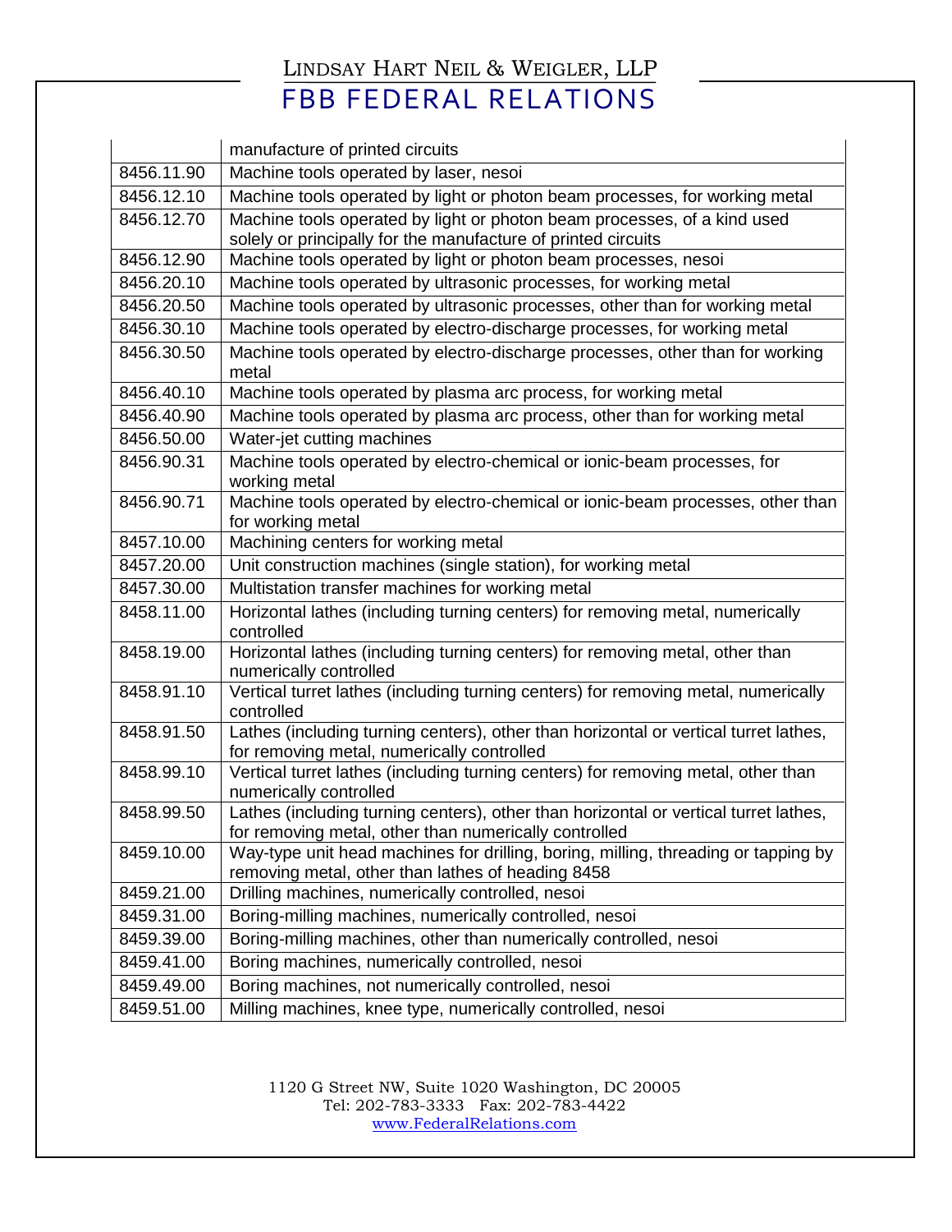| | |
|---|---|
| | manufacture of printed circuits |
| 8456.11.90 | Machine tools operated by laser, nesoi |
| 8456.12.10 | Machine tools operated by light or photon beam processes, for working metal |
| 8456.12.70 | Machine tools operated by light or photon beam processes, of a kind used solely or principally for the manufacture of printed circuits |
| 8456.12.90 | Machine tools operated by light or photon beam processes, nesoi |
| 8456.20.10 | Machine tools operated by ultrasonic processes, for working metal |
| 8456.20.50 | Machine tools operated by ultrasonic processes, other than for working metal |
| 8456.30.10 | Machine tools operated by electro-discharge processes, for working metal |
| 8456.30.50 | Machine tools operated by electro-discharge processes, other than for working metal |
| 8456.40.10 | Machine tools operated by plasma arc process, for working metal |
| 8456.40.90 | Machine tools operated by plasma arc process, other than for working metal |
| 8456.50.00 | Water-jet cutting machines |
| 8456.90.31 | Machine tools operated by electro-chemical or ionic-beam processes, for working metal |
| 8456.90.71 | Machine tools operated by electro-chemical or ionic-beam processes, other than for working metal |
| 8457.10.00 | Machining centers for working metal |
| 8457.20.00 | Unit construction machines (single station), for working metal |
| 8457.30.00 | Multistation transfer machines for working metal |
| 8458.11.00 | Horizontal lathes (including turning centers) for removing metal, numerically controlled |
| 8458.19.00 | Horizontal lathes (including turning centers) for removing metal, other than numerically controlled |
| 8458.91.10 | Vertical turret lathes (including turning centers) for removing metal, numerically controlled |
| 8458.91.50 | Lathes (including turning centers), other than horizontal or vertical turret lathes, for removing metal, numerically controlled |
| 8458.99.10 | Vertical turret lathes (including turning centers) for removing metal, other than numerically controlled |
| 8458.99.50 | Lathes (including turning centers), other than horizontal or vertical turret lathes, for removing metal, other than numerically controlled |
| 8459.10.00 | Way-type unit head machines for drilling, boring, milling, threading or tapping by removing metal, other than lathes of heading 8458 |
| 8459.21.00 | Drilling machines, numerically controlled, nesoi |
| 8459.31.00 | Boring-milling machines, numerically controlled, nesoi |
| 8459.39.00 | Boring-milling machines, other than numerically controlled, nesoi |
| 8459.41.00 | Boring machines, numerically controlled, nesoi |
| 8459.49.00 | Boring machines, not numerically controlled, nesoi |
| 8459.51.00 | Milling machines, knee type, numerically controlled, nesoi |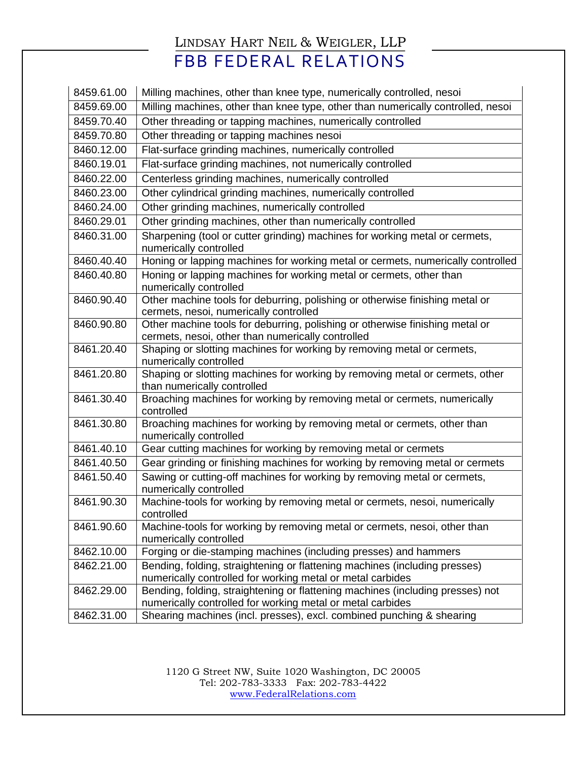| | |
|---|---|
| 8459.61.00 | Milling machines, other than knee type, numerically controlled, nesoi |
| 8459.69.00 | Milling machines, other than knee type, other than numerically controlled, nesoi |
| 8459.70.40 | Other threading or tapping machines, numerically controlled |
| 8459.70.80 | Other threading or tapping machines nesoi |
| 8460.12.00 | Flat-surface grinding machines, numerically controlled |
| 8460.19.01 | Flat-surface grinding machines, not numerically controlled |
| 8460.22.00 | Centerless grinding machines, numerically controlled |
| 8460.23.00 | Other cylindrical grinding machines, numerically controlled |
| 8460.24.00 | Other grinding machines, numerically controlled |
| 8460.29.01 | Other grinding machines, other than numerically controlled |
| 8460.31.00 | Sharpening (tool or cutter grinding) machines for working metal or cermets, numerically controlled |
| 8460.40.40 | Honing or lapping machines for working metal or cermets, numerically controlled |
| 8460.40.80 | Honing or lapping machines for working metal or cermets, other than numerically controlled |
| 8460.90.40 | Other machine tools for deburring, polishing or otherwise finishing metal or cermets, nesoi, numerically controlled |
| 8460.90.80 | Other machine tools for deburring, polishing or otherwise finishing metal or cermets, nesoi, other than numerically controlled |
| 8461.20.40 | Shaping or slotting machines for working by removing metal or cermets, numerically controlled |
| 8461.20.80 | Shaping or slotting machines for working by removing metal or cermets, other than numerically controlled |
| 8461.30.40 | Broaching machines for working by removing metal or cermets, numerically controlled |
| 8461.30.80 | Broaching machines for working by removing metal or cermets, other than numerically controlled |
| 8461.40.10 | Gear cutting machines for working by removing metal or cermets |
| 8461.40.50 | Gear grinding or finishing machines for working by removing metal or cermets |
| 8461.50.40 | Sawing or cutting-off machines for working by removing metal or cermets, numerically controlled |
| 8461.90.30 | Machine-tools for working by removing metal or cermets, nesoi, numerically controlled |
| 8461.90.60 | Machine-tools for working by removing metal or cermets, nesoi, other than numerically controlled |
| 8462.10.00 | Forging or die-stamping machines (including presses) and hammers |
| 8462.21.00 | Bending, folding, straightening or flattening machines (including presses) numerically controlled for working metal or metal carbides |
| 8462.29.00 | Bending, folding, straightening or flattening machines (including presses) not numerically controlled for working metal or metal carbides |
| 8462.31.00 | Shearing machines (incl. presses), excl. combined punching & shearing |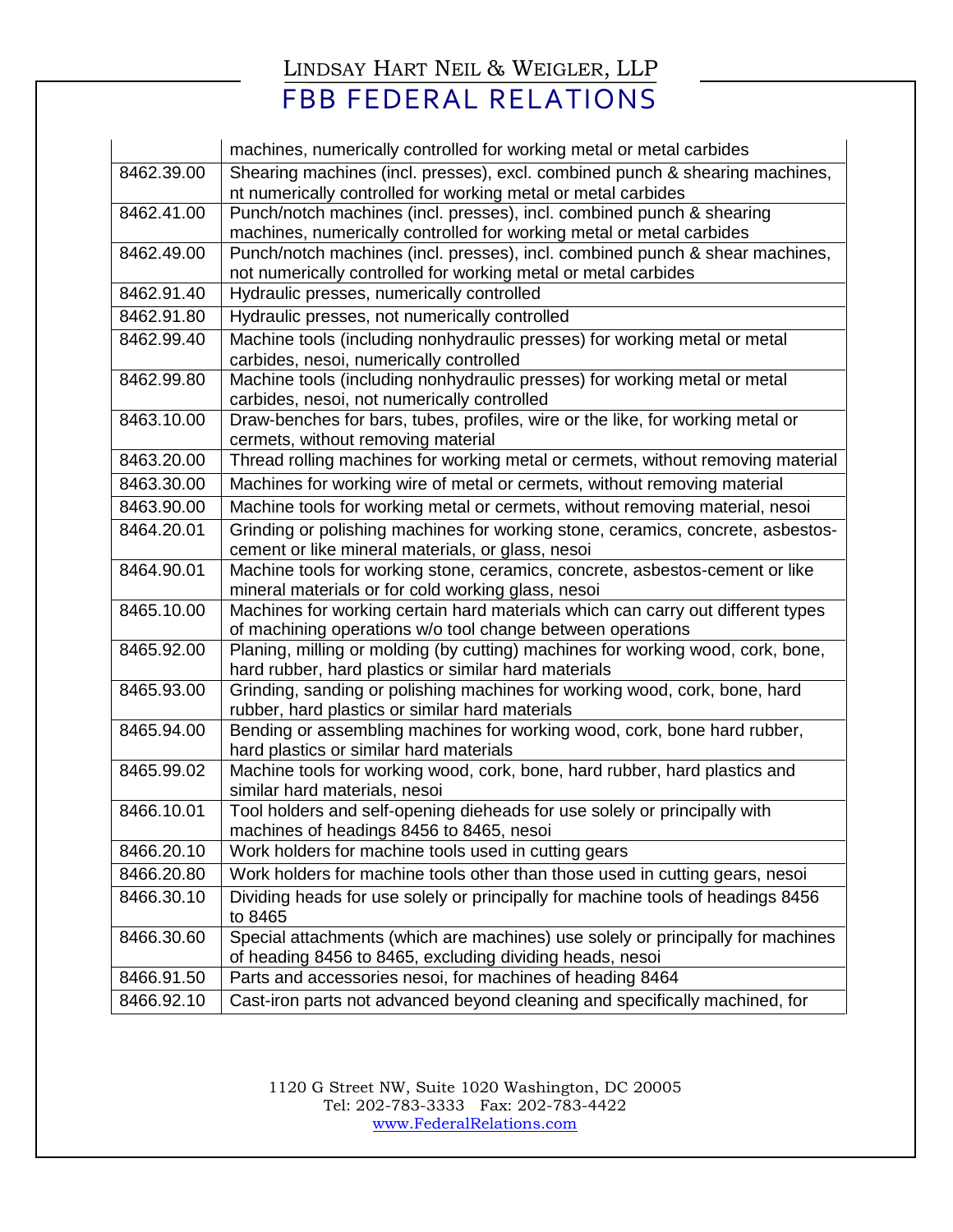| | |
|---|---|
| | machines, numerically controlled for working metal or metal carbides |
| 8462.39.00 | Shearing machines (incl. presses), excl. combined punch & shearing machines, nt numerically controlled for working metal or metal carbides |
| 8462.41.00 | Punch/notch machines (incl. presses), incl. combined punch & shearing machines, numerically controlled for working metal or metal carbides |
| 8462.49.00 | Punch/notch machines (incl. presses), incl. combined punch & shear machines, not numerically controlled for working metal or metal carbides |
| 8462.91.40 | Hydraulic presses, numerically controlled |
| 8462.91.80 | Hydraulic presses, not numerically controlled |
| 8462.99.40 | Machine tools (including nonhydraulic presses) for working metal or metal carbides, nesoi, numerically controlled |
| 8462.99.80 | Machine tools (including nonhydraulic presses) for working metal or metal carbides, nesoi, not numerically controlled |
| 8463.10.00 | Draw-benches for bars, tubes, profiles, wire or the like, for working metal or cermets, without removing material |
| 8463.20.00 | Thread rolling machines for working metal or cermets, without removing material |
| 8463.30.00 | Machines for working wire of metal or cermets, without removing material |
| 8463.90.00 | Machine tools for working metal or cermets, without removing material, nesoi |
| 8464.20.01 | Grinding or polishing machines for working stone, ceramics, concrete, asbestos-cement or like mineral materials, or glass, nesoi |
| 8464.90.01 | Machine tools for working stone, ceramics, concrete, asbestos-cement or like mineral materials or for cold working glass, nesoi |
| 8465.10.00 | Machines for working certain hard materials which can carry out different types of machining operations w/o tool change between operations |
| 8465.92.00 | Planing, milling or molding (by cutting) machines for working wood, cork, bone, hard rubber, hard plastics or similar hard materials |
| 8465.93.00 | Grinding, sanding or polishing machines for working wood, cork, bone, hard rubber, hard plastics or similar hard materials |
| 8465.94.00 | Bending or assembling machines for working wood, cork, bone hard rubber, hard plastics or similar hard materials |
| 8465.99.02 | Machine tools for working wood, cork, bone, hard rubber, hard plastics and similar hard materials, nesoi |
| 8466.10.01 | Tool holders and self-opening dieheads for use solely or principally with machines of headings 8456 to 8465, nesoi |
| 8466.20.10 | Work holders for machine tools used in cutting gears |
| 8466.20.80 | Work holders for machine tools other than those used in cutting gears, nesoi |
| 8466.30.10 | Dividing heads for use solely or principally for machine tools of headings 8456 to 8465 |
| 8466.30.60 | Special attachments (which are machines) use solely or principally for machines of heading 8456 to 8465, excluding dividing heads, nesoi |
| 8466.91.50 | Parts and accessories nesoi, for machines of heading 8464 |
| 8466.92.10 | Cast-iron parts not advanced beyond cleaning and specifically machined, for |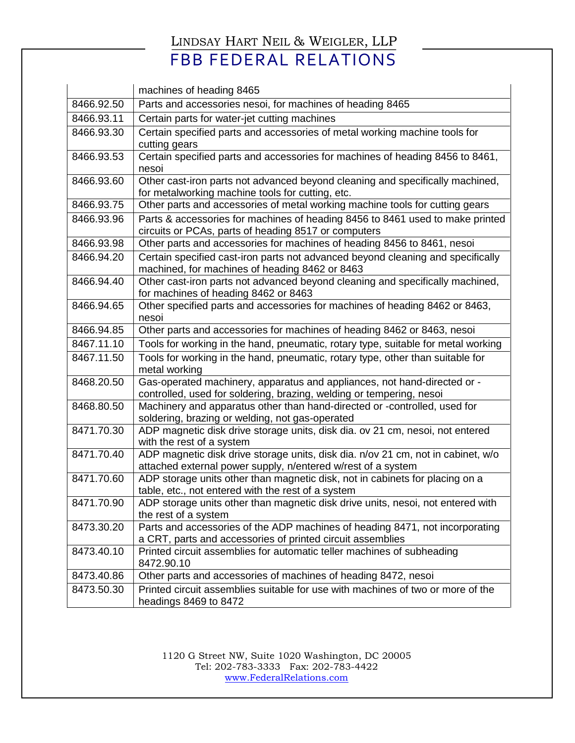| | |
|---|---|
| | machines of heading 8465 |
| 8466.92.50 | Parts and accessories nesoi, for machines of heading 8465 |
| 8466.93.11 | Certain parts for water-jet cutting machines |
| 8466.93.30 | Certain specified parts and accessories of metal working machine tools for cutting gears |
| 8466.93.53 | Certain specified parts and accessories for machines of heading 8456 to 8461, nesoi |
| 8466.93.60 | Other cast-iron parts not advanced beyond cleaning and specifically machined, for metalworking machine tools for cutting, etc. |
| 8466.93.75 | Other parts and accessories of metal working machine tools for cutting gears |
| 8466.93.96 | Parts & accessories for machines of heading 8456 to 8461 used to make printed circuits or PCAs, parts of heading 8517 or computers |
| 8466.93.98 | Other parts and accessories for machines of heading 8456 to 8461, nesoi |
| 8466.94.20 | Certain specified cast-iron parts not advanced beyond cleaning and specifically machined, for machines of heading 8462 or 8463 |
| 8466.94.40 | Other cast-iron parts not advanced beyond cleaning and specifically machined, for machines of heading 8462 or 8463 |
| 8466.94.65 | Other specified parts and accessories for machines of heading 8462 or 8463, nesoi |
| 8466.94.85 | Other parts and accessories for machines of heading 8462 or 8463, nesoi |
| 8467.11.10 | Tools for working in the hand, pneumatic, rotary type, suitable for metal working |
| 8467.11.50 | Tools for working in the hand, pneumatic, rotary type, other than suitable for metal working |
| 8468.20.50 | Gas-operated machinery, apparatus and appliances, not hand-directed or -controlled, used for soldering, brazing, welding or tempering, nesoi |
| 8468.80.50 | Machinery and apparatus other than hand-directed or -controlled, used for soldering, brazing or welding, not gas-operated |
| 8471.70.30 | ADP magnetic disk drive storage units, disk dia. ov 21 cm, nesoi, not entered with the rest of a system |
| 8471.70.40 | ADP magnetic disk drive storage units, disk dia. n/ov 21 cm, not in cabinet, w/o attached external power supply, n/entered w/rest of a system |
| 8471.70.60 | ADP storage units other than magnetic disk, not in cabinets for placing on a table, etc., not entered with the rest of a system |
| 8471.70.90 | ADP storage units other than magnetic disk drive units, nesoi, not entered with the rest of a system |
| 8473.30.20 | Parts and accessories of the ADP machines of heading 8471, not incorporating a CRT, parts and accessories of printed circuit assemblies |
| 8473.40.10 | Printed circuit assemblies for automatic teller machines of subheading 8472.90.10 |
| 8473.40.86 | Other parts and accessories of machines of heading 8472, nesoi |
| 8473.50.30 | Printed circuit assemblies suitable for use with machines of two or more of the headings 8469 to 8472 |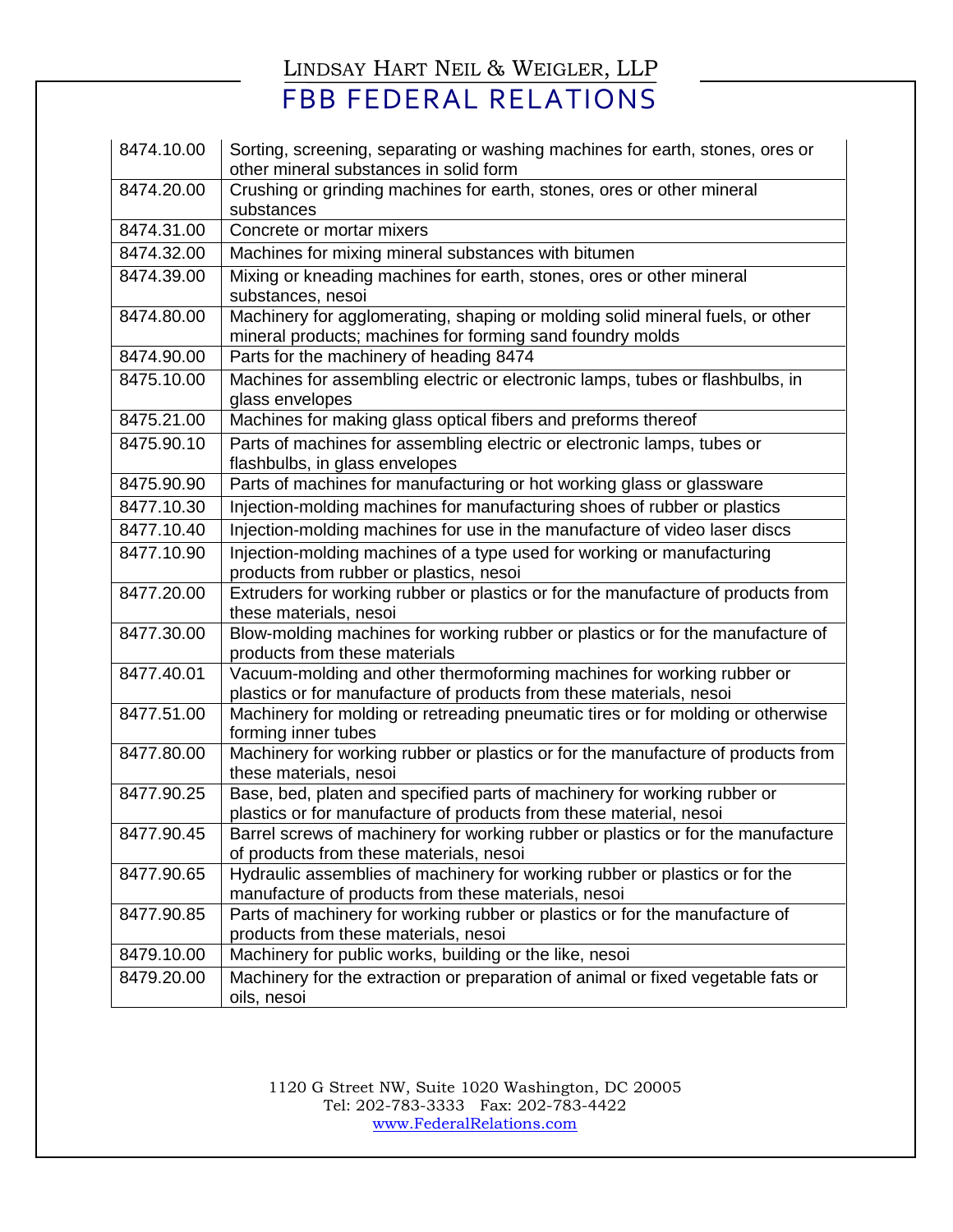| | |
|---|---|
| 8474.10.00 | Sorting, screening, separating or washing machines for earth, stones, ores or other mineral substances in solid form |
| 8474.20.00 | Crushing or grinding machines for earth, stones, ores or other mineral substances |
| 8474.31.00 | Concrete or mortar mixers |
| 8474.32.00 | Machines for mixing mineral substances with bitumen |
| 8474.39.00 | Mixing or kneading machines for earth, stones, ores or other mineral substances, nesoi |
| 8474.80.00 | Machinery for agglomerating, shaping or molding solid mineral fuels, or other mineral products; machines for forming sand foundry molds |
| 8474.90.00 | Parts for the machinery of heading 8474 |
| 8475.10.00 | Machines for assembling electric or electronic lamps, tubes or flashbulbs, in glass envelopes |
| 8475.21.00 | Machines for making glass optical fibers and preforms thereof |
| 8475.90.10 | Parts of machines for assembling electric or electronic lamps, tubes or flashbulbs, in glass envelopes |
| 8475.90.90 | Parts of machines for manufacturing or hot working glass or glassware |
| 8477.10.30 | Injection-molding machines for manufacturing shoes of rubber or plastics |
| 8477.10.40 | Injection-molding machines for use in the manufacture of video laser discs |
| 8477.10.90 | Injection-molding machines of a type used for working or manufacturing products from rubber or plastics, nesoi |
| 8477.20.00 | Extruders for working rubber or plastics or for the manufacture of products from these materials, nesoi |
| 8477.30.00 | Blow-molding machines for working rubber or plastics or for the manufacture of products from these materials |
| 8477.40.01 | Vacuum-molding and other thermoforming machines for working rubber or plastics or for manufacture of products from these materials, nesoi |
| 8477.51.00 | Machinery for molding or retreading pneumatic tires or for molding or otherwise forming inner tubes |
| 8477.80.00 | Machinery for working rubber or plastics or for the manufacture of products from these materials, nesoi |
| 8477.90.25 | Base, bed, platen and specified parts of machinery for working rubber or plastics or for manufacture of products from these material, nesoi |
| 8477.90.45 | Barrel screws of machinery for working rubber or plastics or for the manufacture of products from these materials, nesoi |
| 8477.90.65 | Hydraulic assemblies of machinery for working rubber or plastics or for the manufacture of products from these materials, nesoi |
| 8477.90.85 | Parts of machinery for working rubber or plastics or for the manufacture of products from these materials, nesoi |
| 8479.10.00 | Machinery for public works, building or the like, nesoi |
| 8479.20.00 | Machinery for the extraction or preparation of animal or fixed vegetable fats or oils, nesoi |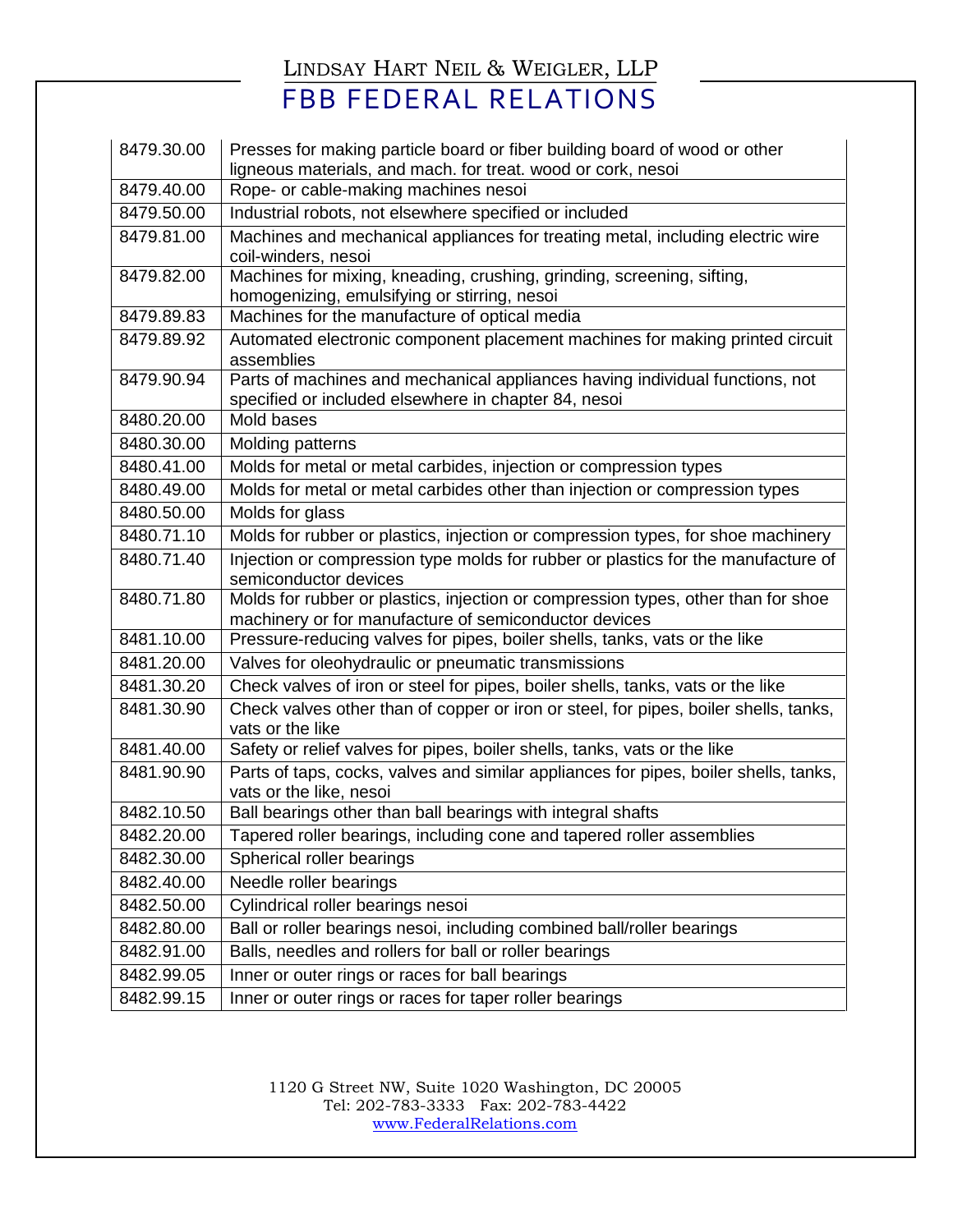| | |
|---|---|
| 8479.30.00 | Presses for making particle board or fiber building board of wood or other ligneous materials, and mach. for treat. wood or cork, nesoi |
| 8479.40.00 | Rope- or cable-making machines nesoi |
| 8479.50.00 | Industrial robots, not elsewhere specified or included |
| 8479.81.00 | Machines and mechanical appliances for treating metal, including electric wire coil-winders, nesoi |
| 8479.82.00 | Machines for mixing, kneading, crushing, grinding, screening, sifting, homogenizing, emulsifying or stirring, nesoi |
| 8479.89.83 | Machines for the manufacture of optical media |
| 8479.89.92 | Automated electronic component placement machines for making printed circuit assemblies |
| 8479.90.94 | Parts of machines and mechanical appliances having individual functions, not specified or included elsewhere in chapter 84, nesoi |
| 8480.20.00 | Mold bases |
| 8480.30.00 | Molding patterns |
| 8480.41.00 | Molds for metal or metal carbides, injection or compression types |
| 8480.49.00 | Molds for metal or metal carbides other than injection or compression types |
| 8480.50.00 | Molds for glass |
| 8480.71.10 | Molds for rubber or plastics, injection or compression types, for shoe machinery |
| 8480.71.40 | Injection or compression type molds for rubber or plastics for the manufacture of semiconductor devices |
| 8480.71.80 | Molds for rubber or plastics, injection or compression types, other than for shoe machinery or for manufacture of semiconductor devices |
| 8481.10.00 | Pressure-reducing valves for pipes, boiler shells, tanks, vats or the like |
| 8481.20.00 | Valves for oleohydraulic or pneumatic transmissions |
| 8481.30.20 | Check valves of iron or steel for pipes, boiler shells, tanks, vats or the like |
| 8481.30.90 | Check valves other than of copper or iron or steel, for pipes, boiler shells, tanks, vats or the like |
| 8481.40.00 | Safety or relief valves for pipes, boiler shells, tanks, vats or the like |
| 8481.90.90 | Parts of taps, cocks, valves and similar appliances for pipes, boiler shells, tanks, vats or the like, nesoi |
| 8482.10.50 | Ball bearings other than ball bearings with integral shafts |
| 8482.20.00 | Tapered roller bearings, including cone and tapered roller assemblies |
| 8482.30.00 | Spherical roller bearings |
| 8482.40.00 | Needle roller bearings |
| 8482.50.00 | Cylindrical roller bearings nesoi |
| 8482.80.00 | Ball or roller bearings nesoi, including combined ball/roller bearings |
| 8482.91.00 | Balls, needles and rollers for ball or roller bearings |
| 8482.99.05 | Inner or outer rings or races for ball bearings |
| 8482.99.15 | Inner or outer rings or races for taper roller bearings |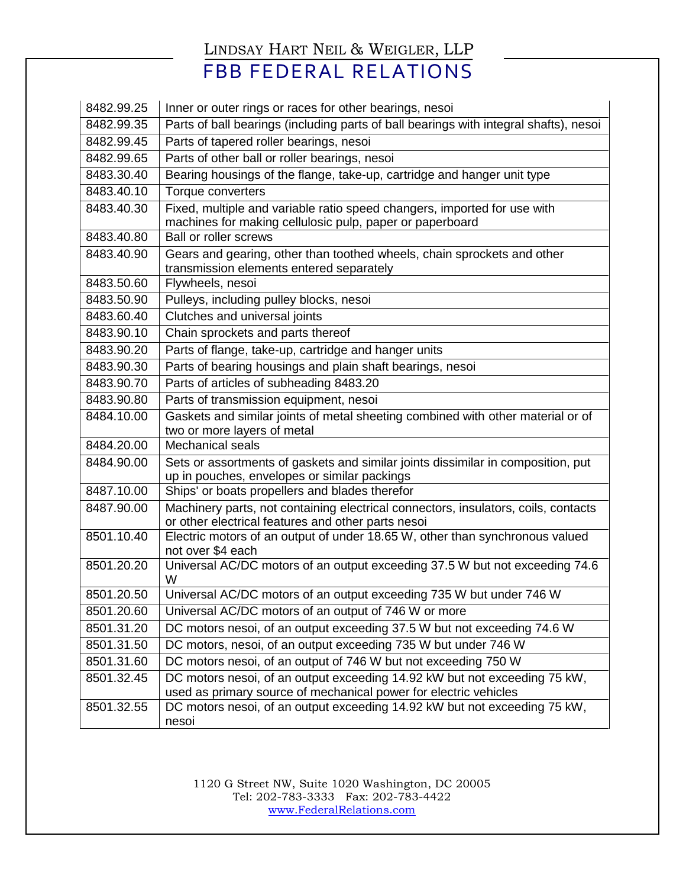| | |
|---|---|
| 8482.99.25 | Inner or outer rings or races for other bearings, nesoi |
| 8482.99.35 | Parts of ball bearings (including parts of ball bearings with integral shafts), nesoi |
| 8482.99.45 | Parts of tapered roller bearings, nesoi |
| 8482.99.65 | Parts of other ball or roller bearings, nesoi |
| 8483.30.40 | Bearing housings of the flange, take-up, cartridge and hanger unit type |
| 8483.40.10 | Torque converters |
| 8483.40.30 | Fixed, multiple and variable ratio speed changers, imported for use with machines for making cellulosic pulp, paper or paperboard |
| 8483.40.80 | Ball or roller screws |
| 8483.40.90 | Gears and gearing, other than toothed wheels, chain sprockets and other transmission elements entered separately |
| 8483.50.60 | Flywheels, nesoi |
| 8483.50.90 | Pulleys, including pulley blocks, nesoi |
| 8483.60.40 | Clutches and universal joints |
| 8483.90.10 | Chain sprockets and parts thereof |
| 8483.90.20 | Parts of flange, take-up, cartridge and hanger units |
| 8483.90.30 | Parts of bearing housings and plain shaft bearings, nesoi |
| 8483.90.70 | Parts of articles of subheading 8483.20 |
| 8483.90.80 | Parts of transmission equipment, nesoi |
| 8484.10.00 | Gaskets and similar joints of metal sheeting combined with other material or of two or more layers of metal |
| 8484.20.00 | Mechanical seals |
| 8484.90.00 | Sets or assortments of gaskets and similar joints dissimilar in composition, put up in pouches, envelopes or similar packings |
| 8487.10.00 | Ships' or boats propellers and blades therefor |
| 8487.90.00 | Machinery parts, not containing electrical connectors, insulators, coils, contacts or other electrical features and other parts nesoi |
| 8501.10.40 | Electric motors of an output of under 18.65 W, other than synchronous valued not over $4 each |
| 8501.20.20 | Universal AC/DC motors of an output exceeding 37.5 W but not exceeding 74.6 W |
| 8501.20.50 | Universal AC/DC motors of an output exceeding 735 W but under 746 W |
| 8501.20.60 | Universal AC/DC motors of an output of 746 W or more |
| 8501.31.20 | DC motors nesoi, of an output exceeding 37.5 W but not exceeding 74.6 W |
| 8501.31.50 | DC motors, nesoi, of an output exceeding 735 W but under 746 W |
| 8501.31.60 | DC motors nesoi, of an output of 746 W but not exceeding 750 W |
| 8501.32.45 | DC motors nesoi, of an output exceeding 14.92 kW but not exceeding 75 kW, used as primary source of mechanical power for electric vehicles |
| 8501.32.55 | DC motors nesoi, of an output exceeding 14.92 kW but not exceeding 75 kW, nesoi |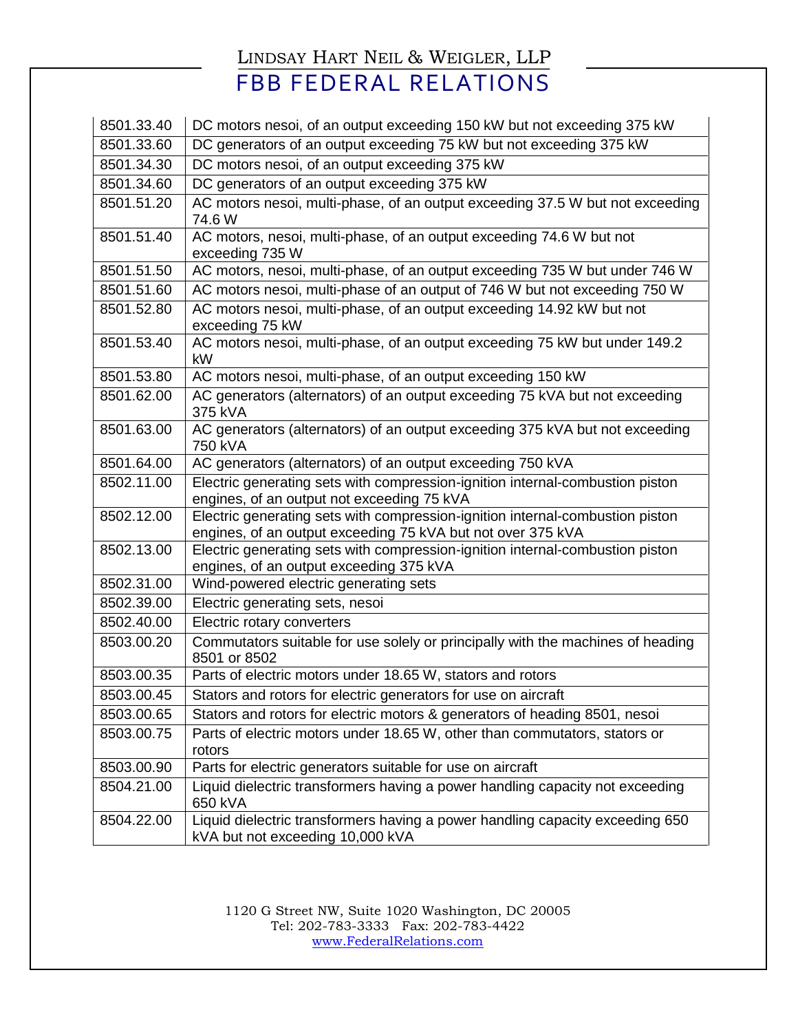| | |
|---|---|
| 8501.33.40 | DC motors nesoi, of an output exceeding 150 kW but not exceeding 375 kW |
| 8501.33.60 | DC generators of an output exceeding 75 kW but not exceeding 375 kW |
| 8501.34.30 | DC motors nesoi, of an output exceeding 375 kW |
| 8501.34.60 | DC generators of an output exceeding 375 kW |
| 8501.51.20 | AC motors nesoi, multi-phase, of an output exceeding 37.5 W but not exceeding 74.6 W |
| 8501.51.40 | AC motors, nesoi, multi-phase, of an output exceeding 74.6 W but not exceeding 735 W |
| 8501.51.50 | AC motors, nesoi, multi-phase, of an output exceeding 735 W but under 746 W |
| 8501.51.60 | AC motors nesoi, multi-phase of an output of 746 W but not exceeding 750 W |
| 8501.52.80 | AC motors nesoi, multi-phase, of an output exceeding 14.92 kW but not exceeding 75 kW |
| 8501.53.40 | AC motors nesoi, multi-phase, of an output exceeding 75 kW but under 149.2 kW |
| 8501.53.80 | AC motors nesoi, multi-phase, of an output exceeding 150 kW |
| 8501.62.00 | AC generators (alternators) of an output exceeding 75 kVA but not exceeding 375 kVA |
| 8501.63.00 | AC generators (alternators) of an output exceeding 375 kVA but not exceeding 750 kVA |
| 8501.64.00 | AC generators (alternators) of an output exceeding 750 kVA |
| 8502.11.00 | Electric generating sets with compression-ignition internal-combustion piston engines, of an output not exceeding 75 kVA |
| 8502.12.00 | Electric generating sets with compression-ignition internal-combustion piston engines, of an output exceeding 75 kVA but not over 375 kVA |
| 8502.13.00 | Electric generating sets with compression-ignition internal-combustion piston engines, of an output exceeding 375 kVA |
| 8502.31.00 | Wind-powered electric generating sets |
| 8502.39.00 | Electric generating sets, nesoi |
| 8502.40.00 | Electric rotary converters |
| 8503.00.20 | Commutators suitable for use solely or principally with the machines of heading 8501 or 8502 |
| 8503.00.35 | Parts of electric motors under 18.65 W, stators and rotors |
| 8503.00.45 | Stators and rotors for electric generators for use on aircraft |
| 8503.00.65 | Stators and rotors for electric motors & generators of heading 8501, nesoi |
| 8503.00.75 | Parts of electric motors under 18.65 W, other than commutators, stators or rotors |
| 8503.00.90 | Parts for electric generators suitable for use on aircraft |
| 8504.21.00 | Liquid dielectric transformers having a power handling capacity not exceeding 650 kVA |
| 8504.22.00 | Liquid dielectric transformers having a power handling capacity exceeding 650 kVA but not exceeding 10,000 kVA |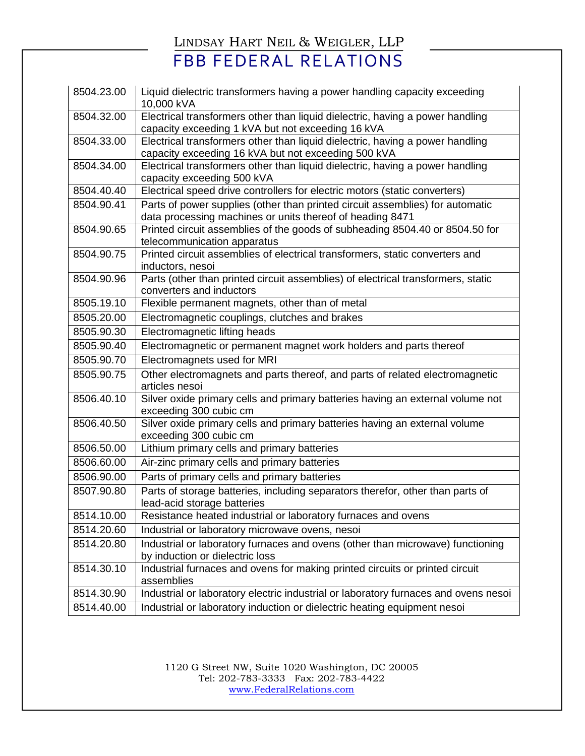| | |
|---|---|
| 8504.23.00 | Liquid dielectric transformers having a power handling capacity exceeding 10,000 kVA |
| 8504.32.00 | Electrical transformers other than liquid dielectric, having a power handling capacity exceeding 1 kVA but not exceeding 16 kVA |
| 8504.33.00 | Electrical transformers other than liquid dielectric, having a power handling capacity exceeding 16 kVA but not exceeding 500 kVA |
| 8504.34.00 | Electrical transformers other than liquid dielectric, having a power handling capacity exceeding 500 kVA |
| 8504.40.40 | Electrical speed drive controllers for electric motors (static converters) |
| 8504.90.41 | Parts of power supplies (other than printed circuit assemblies) for automatic data processing machines or units thereof of heading 8471 |
| 8504.90.65 | Printed circuit assemblies of the goods of subheading 8504.40 or 8504.50 for telecommunication apparatus |
| 8504.90.75 | Printed circuit assemblies of electrical transformers, static converters and inductors, nesoi |
| 8504.90.96 | Parts (other than printed circuit assemblies) of electrical transformers, static converters and inductors |
| 8505.19.10 | Flexible permanent magnets, other than of metal |
| 8505.20.00 | Electromagnetic couplings, clutches and brakes |
| 8505.90.30 | Electromagnetic lifting heads |
| 8505.90.40 | Electromagnetic or permanent magnet work holders and parts thereof |
| 8505.90.70 | Electromagnets used for MRI |
| 8505.90.75 | Other electromagnets and parts thereof, and parts of related electromagnetic articles nesoi |
| 8506.40.10 | Silver oxide primary cells and primary batteries having an external volume not exceeding 300 cubic cm |
| 8506.40.50 | Silver oxide primary cells and primary batteries having an external volume exceeding 300 cubic cm |
| 8506.50.00 | Lithium primary cells and primary batteries |
| 8506.60.00 | Air-zinc primary cells and primary batteries |
| 8506.90.00 | Parts of primary cells and primary batteries |
| 8507.90.80 | Parts of storage batteries, including separators therefor, other than parts of lead-acid storage batteries |
| 8514.10.00 | Resistance heated industrial or laboratory furnaces and ovens |
| 8514.20.60 | Industrial or laboratory microwave ovens, nesoi |
| 8514.20.80 | Industrial or laboratory furnaces and ovens (other than microwave) functioning by induction or dielectric loss |
| 8514.30.10 | Industrial furnaces and ovens for making printed circuits or printed circuit assemblies |
| 8514.30.90 | Industrial or laboratory electric industrial or laboratory furnaces and ovens nesoi |
| 8514.40.00 | Industrial or laboratory induction or dielectric heating equipment nesoi |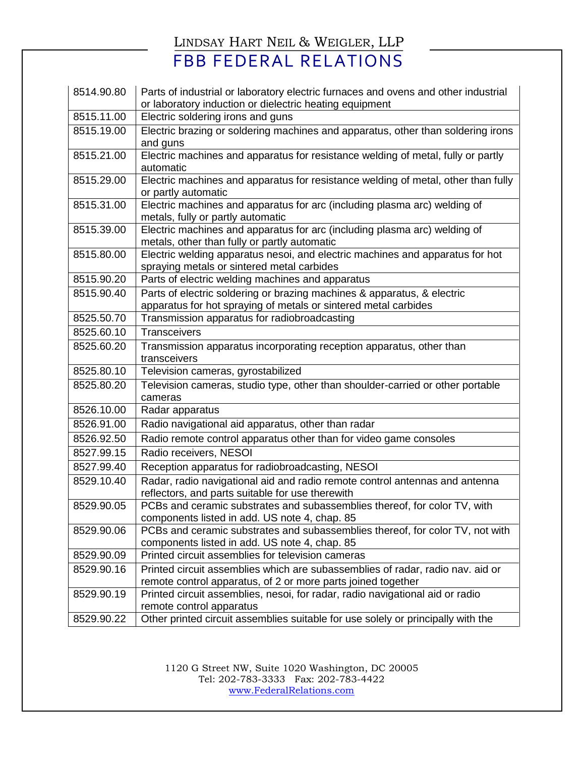| | |
|---|---|
| 8514.90.80 | Parts of industrial or laboratory electric furnaces and ovens and other industrial or laboratory induction or dielectric heating equipment |
| 8515.11.00 | Electric soldering irons and guns |
| 8515.19.00 | Electric brazing or soldering machines and apparatus, other than soldering irons and guns |
| 8515.21.00 | Electric machines and apparatus for resistance welding of metal, fully or partly automatic |
| 8515.29.00 | Electric machines and apparatus for resistance welding of metal, other than fully or partly automatic |
| 8515.31.00 | Electric machines and apparatus for arc (including plasma arc) welding of metals, fully or partly automatic |
| 8515.39.00 | Electric machines and apparatus for arc (including plasma arc) welding of metals, other than fully or partly automatic |
| 8515.80.00 | Electric welding apparatus nesoi, and electric machines and apparatus for hot spraying metals or sintered metal carbides |
| 8515.90.20 | Parts of electric welding machines and apparatus |
| 8515.90.40 | Parts of electric soldering or brazing machines & apparatus, & electric apparatus for hot spraying of metals or sintered metal carbides |
| 8525.50.70 | Transmission apparatus for radiobroadcasting |
| 8525.60.10 | Transceivers |
| 8525.60.20 | Transmission apparatus incorporating reception apparatus, other than transceivers |
| 8525.80.10 | Television cameras, gyrostabilized |
| 8525.80.20 | Television cameras, studio type, other than shoulder-carried or other portable cameras |
| 8526.10.00 | Radar apparatus |
| 8526.91.00 | Radio navigational aid apparatus, other than radar |
| 8526.92.50 | Radio remote control apparatus other than for video game consoles |
| 8527.99.15 | Radio receivers, NESOI |
| 8527.99.40 | Reception apparatus for radiobroadcasting, NESOI |
| 8529.10.40 | Radar, radio navigational aid and radio remote control antennas and antenna reflectors, and parts suitable for use therewith |
| 8529.90.05 | PCBs and ceramic substrates and subassemblies thereof, for color TV, with components listed in add. US note 4, chap. 85 |
| 8529.90.06 | PCBs and ceramic substrates and subassemblies thereof, for color TV, not with components listed in add. US note 4, chap. 85 |
| 8529.90.09 | Printed circuit assemblies for television cameras |
| 8529.90.16 | Printed circuit assemblies which are subassemblies of radar, radio nav. aid or remote control apparatus, of 2 or more parts joined together |
| 8529.90.19 | Printed circuit assemblies, nesoi, for radar, radio navigational aid or radio remote control apparatus |
| 8529.90.22 | Other printed circuit assemblies suitable for use solely or principally with the |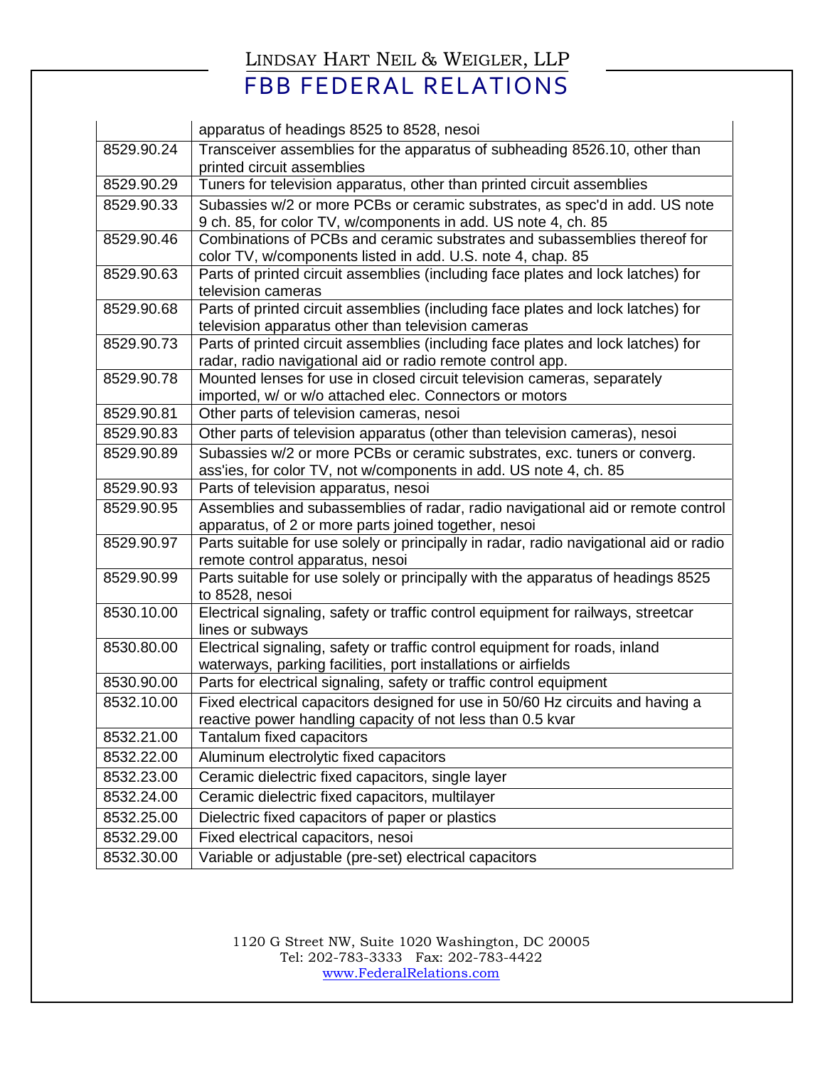| | |
|---|---|
| | apparatus of headings 8525 to 8528, nesoi |
| 8529.90.24 | Transceiver assemblies for the apparatus of subheading 8526.10, other than printed circuit assemblies |
| 8529.90.29 | Tuners for television apparatus, other than printed circuit assemblies |
| 8529.90.33 | Subassies w/2 or more PCBs or ceramic substrates, as spec'd in add. US note 9 ch. 85, for color TV, w/components in add. US note 4, ch. 85 |
| 8529.90.46 | Combinations of PCBs and ceramic substrates and subassemblies thereof for color TV, w/components listed in add. U.S. note 4, chap. 85 |
| 8529.90.63 | Parts of printed circuit assemblies (including face plates and lock latches) for television cameras |
| 8529.90.68 | Parts of printed circuit assemblies (including face plates and lock latches) for television apparatus other than television cameras |
| 8529.90.73 | Parts of printed circuit assemblies (including face plates and lock latches) for radar, radio navigational aid or radio remote control app. |
| 8529.90.78 | Mounted lenses for use in closed circuit television cameras, separately imported, w/ or w/o attached elec. Connectors or motors |
| 8529.90.81 | Other parts of television cameras, nesoi |
| 8529.90.83 | Other parts of television apparatus (other than television cameras), nesoi |
| 8529.90.89 | Subassies w/2 or more PCBs or ceramic substrates, exc. tuners or converg. ass'ies, for color TV, not w/components in add. US note 4, ch. 85 |
| 8529.90.93 | Parts of television apparatus, nesoi |
| 8529.90.95 | Assemblies and subassemblies of radar, radio navigational aid or remote control apparatus, of 2 or more parts joined together, nesoi |
| 8529.90.97 | Parts suitable for use solely or principally in radar, radio navigational aid or radio remote control apparatus, nesoi |
| 8529.90.99 | Parts suitable for use solely or principally with the apparatus of headings 8525 to 8528, nesoi |
| 8530.10.00 | Electrical signaling, safety or traffic control equipment for railways, streetcar lines or subways |
| 8530.80.00 | Electrical signaling, safety or traffic control equipment for roads, inland waterways, parking facilities, port installations or airfields |
| 8530.90.00 | Parts for electrical signaling, safety or traffic control equipment |
| 8532.10.00 | Fixed electrical capacitors designed for use in 50/60 Hz circuits and having a reactive power handling capacity of not less than 0.5 kvar |
| 8532.21.00 | Tantalum fixed capacitors |
| 8532.22.00 | Aluminum electrolytic fixed capacitors |
| 8532.23.00 | Ceramic dielectric fixed capacitors, single layer |
| 8532.24.00 | Ceramic dielectric fixed capacitors, multilayer |
| 8532.25.00 | Dielectric fixed capacitors of paper or plastics |
| 8532.29.00 | Fixed electrical capacitors, nesoi |
| 8532.30.00 | Variable or adjustable (pre-set) electrical capacitors |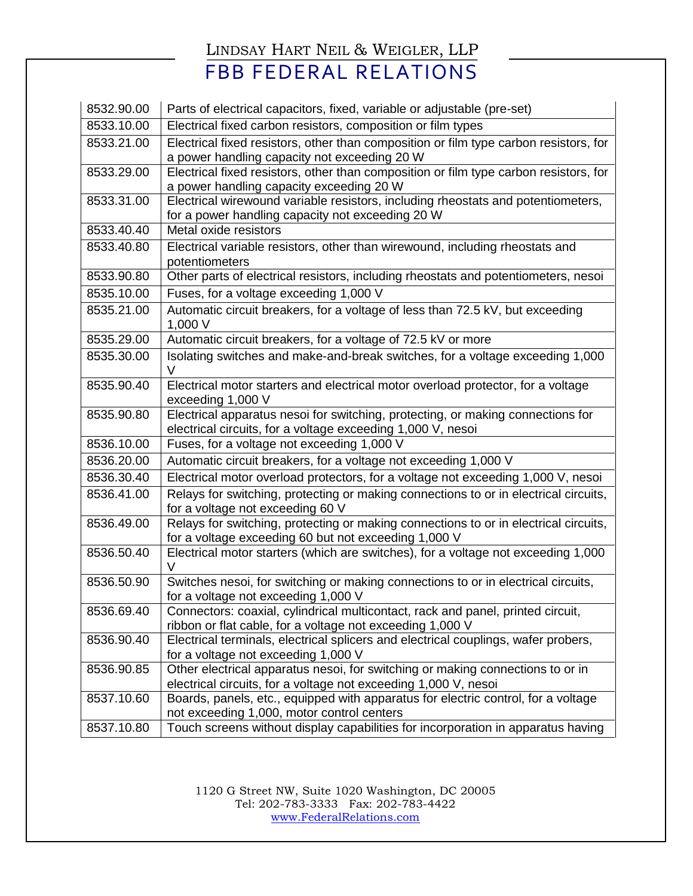| | |
|---|---|
| 8532.90.00 | Parts of electrical capacitors, fixed, variable or adjustable (pre-set) |
| 8533.10.00 | Electrical fixed carbon resistors, composition or film types |
| 8533.21.00 | Electrical fixed resistors, other than composition or film type carbon resistors, for a power handling capacity not exceeding 20 W |
| 8533.29.00 | Electrical fixed resistors, other than composition or film type carbon resistors, for a power handling capacity exceeding 20 W |
| 8533.31.00 | Electrical wirewound variable resistors, including rheostats and potentiometers, for a power handling capacity not exceeding 20 W |
| 8533.40.40 | Metal oxide resistors |
| 8533.40.80 | Electrical variable resistors, other than wirewound, including rheostats and potentiometers |
| 8533.90.80 | Other parts of electrical resistors, including rheostats and potentiometers, nesoi |
| 8535.10.00 | Fuses, for a voltage exceeding 1,000 V |
| 8535.21.00 | Automatic circuit breakers, for a voltage of less than 72.5 kV, but exceeding 1,000 V |
| 8535.29.00 | Automatic circuit breakers, for a voltage of 72.5 kV or more |
| 8535.30.00 | Isolating switches and make-and-break switches, for a voltage exceeding 1,000 V |
| 8535.90.40 | Electrical motor starters and electrical motor overload protector, for a voltage exceeding 1,000 V |
| 8535.90.80 | Electrical apparatus nesoi for switching, protecting, or making connections for electrical circuits, for a voltage exceeding 1,000 V, nesoi |
| 8536.10.00 | Fuses, for a voltage not exceeding 1,000 V |
| 8536.20.00 | Automatic circuit breakers, for a voltage not exceeding 1,000 V |
| 8536.30.40 | Electrical motor overload protectors, for a voltage not exceeding 1,000 V, nesoi |
| 8536.41.00 | Relays for switching, protecting or making connections to or in electrical circuits, for a voltage not exceeding 60 V |
| 8536.49.00 | Relays for switching, protecting or making connections to or in electrical circuits, for a voltage exceeding 60 but not exceeding 1,000 V |
| 8536.50.40 | Electrical motor starters (which are switches), for a voltage not exceeding 1,000 V |
| 8536.50.90 | Switches nesoi, for switching or making connections to or in electrical circuits, for a voltage not exceeding 1,000 V |
| 8536.69.40 | Connectors: coaxial, cylindrical multicontact, rack and panel, printed circuit, ribbon or flat cable, for a voltage not exceeding 1,000 V |
| 8536.90.40 | Electrical terminals, electrical splicers and electrical couplings, wafer probers, for a voltage not exceeding 1,000 V |
| 8536.90.85 | Other electrical apparatus nesoi, for switching or making connections to or in electrical circuits, for a voltage not exceeding 1,000 V, nesoi |
| 8537.10.60 | Boards, panels, etc., equipped with apparatus for electric control, for a voltage not exceeding 1,000, motor control centers |
| 8537.10.80 | Touch screens without display capabilities for incorporation in apparatus having |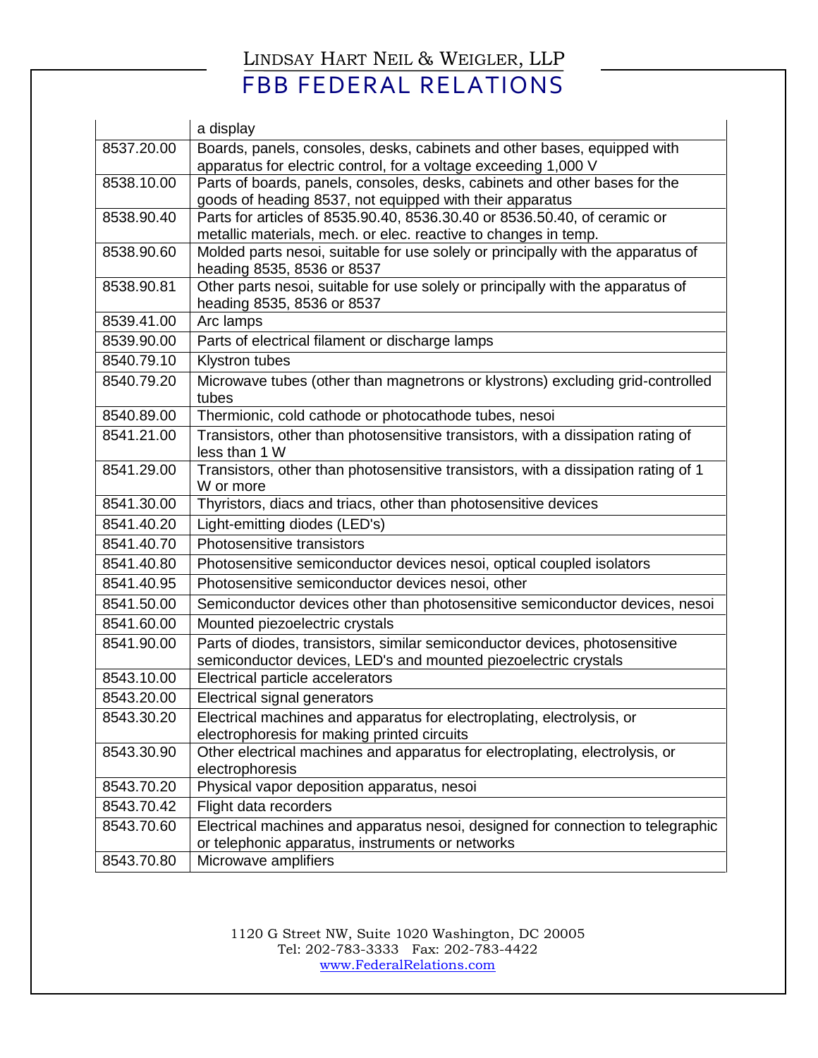| | |
|---|---|
| | a display |
| 8537.20.00 | Boards, panels, consoles, desks, cabinets and other bases, equipped with apparatus for electric control, for a voltage exceeding 1,000 V |
| 8538.10.00 | Parts of boards, panels, consoles, desks, cabinets and other bases for the goods of heading 8537, not equipped with their apparatus |
| 8538.90.40 | Parts for articles of 8535.90.40, 8536.30.40 or 8536.50.40, of ceramic or metallic materials, mech. or elec. reactive to changes in temp. |
| 8538.90.60 | Molded parts nesoi, suitable for use solely or principally with the apparatus of heading 8535, 8536 or 8537 |
| 8538.90.81 | Other parts nesoi, suitable for use solely or principally with the apparatus of heading 8535, 8536 or 8537 |
| 8539.41.00 | Arc lamps |
| 8539.90.00 | Parts of electrical filament or discharge lamps |
| 8540.79.10 | Klystron tubes |
| 8540.79.20 | Microwave tubes (other than magnetrons or klystrons) excluding grid-controlled tubes |
| 8540.89.00 | Thermionic, cold cathode or photocathode tubes, nesoi |
| 8541.21.00 | Transistors, other than photosensitive transistors, with a dissipation rating of less than 1 W |
| 8541.29.00 | Transistors, other than photosensitive transistors, with a dissipation rating of 1 W or more |
| 8541.30.00 | Thyristors, diacs and triacs, other than photosensitive devices |
| 8541.40.20 | Light-emitting diodes (LED's) |
| 8541.40.70 | Photosensitive transistors |
| 8541.40.80 | Photosensitive semiconductor devices nesoi, optical coupled isolators |
| 8541.40.95 | Photosensitive semiconductor devices nesoi, other |
| 8541.50.00 | Semiconductor devices other than photosensitive semiconductor devices, nesoi |
| 8541.60.00 | Mounted piezoelectric crystals |
| 8541.90.00 | Parts of diodes, transistors, similar semiconductor devices, photosensitive semiconductor devices, LED's and mounted piezoelectric crystals |
| 8543.10.00 | Electrical particle accelerators |
| 8543.20.00 | Electrical signal generators |
| 8543.30.20 | Electrical machines and apparatus for electroplating, electrolysis, or electrophoresis for making printed circuits |
| 8543.30.90 | Other electrical machines and apparatus for electroplating, electrolysis, or electrophoresis |
| 8543.70.20 | Physical vapor deposition apparatus, nesoi |
| 8543.70.42 | Flight data recorders |
| 8543.70.60 | Electrical machines and apparatus nesoi, designed for connection to telegraphic or telephonic apparatus, instruments or networks |
| 8543.70.80 | Microwave amplifiers |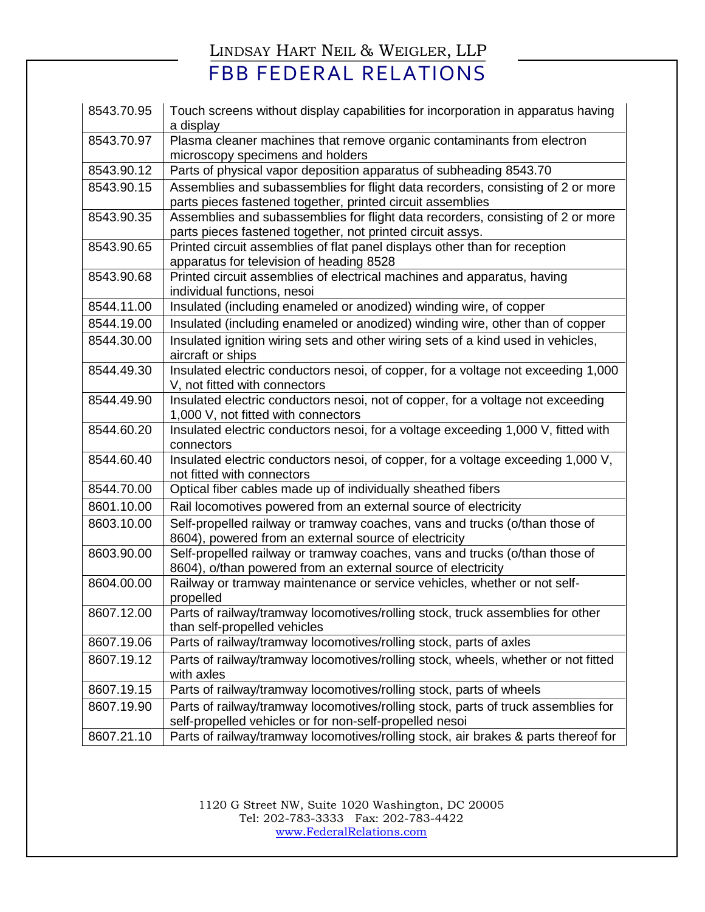| | |
|---|---|
| 8543.70.95 | Touch screens without display capabilities for incorporation in apparatus having a display |
| 8543.70.97 | Plasma cleaner machines that remove organic contaminants from electron microscopy specimens and holders |
| 8543.90.12 | Parts of physical vapor deposition apparatus of subheading 8543.70 |
| 8543.90.15 | Assemblies and subassemblies for flight data recorders, consisting of 2 or more parts pieces fastened together, printed circuit assemblies |
| 8543.90.35 | Assemblies and subassemblies for flight data recorders, consisting of 2 or more parts pieces fastened together, not printed circuit assys. |
| 8543.90.65 | Printed circuit assemblies of flat panel displays other than for reception apparatus for television of heading 8528 |
| 8543.90.68 | Printed circuit assemblies of electrical machines and apparatus, having individual functions, nesoi |
| 8544.11.00 | Insulated (including enameled or anodized) winding wire, of copper |
| 8544.19.00 | Insulated (including enameled or anodized) winding wire, other than of copper |
| 8544.30.00 | Insulated ignition wiring sets and other wiring sets of a kind used in vehicles, aircraft or ships |
| 8544.49.30 | Insulated electric conductors nesoi, of copper, for a voltage not exceeding 1,000 V, not fitted with connectors |
| 8544.49.90 | Insulated electric conductors nesoi, not of copper, for a voltage not exceeding 1,000 V, not fitted with connectors |
| 8544.60.20 | Insulated electric conductors nesoi, for a voltage exceeding 1,000 V, fitted with connectors |
| 8544.60.40 | Insulated electric conductors nesoi, of copper, for a voltage exceeding 1,000 V, not fitted with connectors |
| 8544.70.00 | Optical fiber cables made up of individually sheathed fibers |
| 8601.10.00 | Rail locomotives powered from an external source of electricity |
| 8603.10.00 | Self-propelled railway or tramway coaches, vans and trucks (o/than those of 8604), powered from an external source of electricity |
| 8603.90.00 | Self-propelled railway or tramway coaches, vans and trucks (o/than those of 8604), o/than powered from an external source of electricity |
| 8604.00.00 | Railway or tramway maintenance or service vehicles, whether or not self-propelled |
| 8607.12.00 | Parts of railway/tramway locomotives/rolling stock, truck assemblies for other than self-propelled vehicles |
| 8607.19.06 | Parts of railway/tramway locomotives/rolling stock, parts of axles |
| 8607.19.12 | Parts of railway/tramway locomotives/rolling stock, wheels, whether or not fitted with axles |
| 8607.19.15 | Parts of railway/tramway locomotives/rolling stock, parts of wheels |
| 8607.19.90 | Parts of railway/tramway locomotives/rolling stock, parts of truck assemblies for self-propelled vehicles or for non-self-propelled nesoi |
| 8607.21.10 | Parts of railway/tramway locomotives/rolling stock, air brakes & parts thereof for |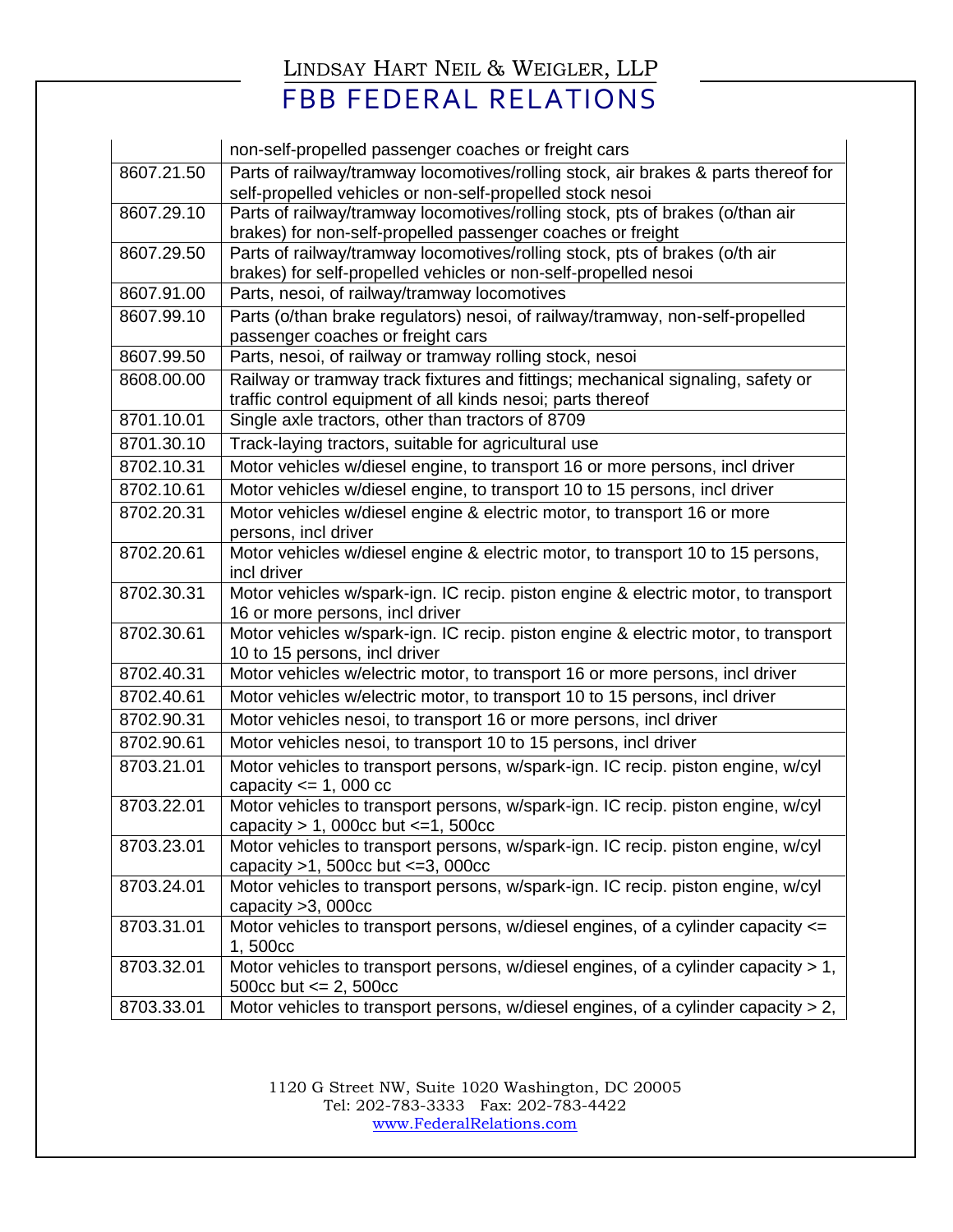| | |
|---|---|
| | non-self-propelled passenger coaches or freight cars |
| 8607.21.50 | Parts of railway/tramway locomotives/rolling stock, air brakes & parts thereof for self-propelled vehicles or non-self-propelled stock nesoi |
| 8607.29.10 | Parts of railway/tramway locomotives/rolling stock, pts of brakes (o/than air brakes) for non-self-propelled passenger coaches or freight |
| 8607.29.50 | Parts of railway/tramway locomotives/rolling stock, pts of brakes (o/th air brakes) for self-propelled vehicles or non-self-propelled nesoi |
| 8607.91.00 | Parts, nesoi, of railway/tramway locomotives |
| 8607.99.10 | Parts (o/than brake regulators) nesoi, of railway/tramway, non-self-propelled passenger coaches or freight cars |
| 8607.99.50 | Parts, nesoi, of railway or tramway rolling stock, nesoi |
| 8608.00.00 | Railway or tramway track fixtures and fittings; mechanical signaling, safety or traffic control equipment of all kinds nesoi; parts thereof |
| 8701.10.01 | Single axle tractors, other than tractors of 8709 |
| 8701.30.10 | Track-laying tractors, suitable for agricultural use |
| 8702.10.31 | Motor vehicles w/diesel engine, to transport 16 or more persons, incl driver |
| 8702.10.61 | Motor vehicles w/diesel engine, to transport 10 to 15 persons, incl driver |
| 8702.20.31 | Motor vehicles w/diesel engine & electric motor, to transport 16 or more persons, incl driver |
| 8702.20.61 | Motor vehicles w/diesel engine & electric motor, to transport 10 to 15 persons, incl driver |
| 8702.30.31 | Motor vehicles w/spark-ign. IC recip. piston engine & electric motor, to transport 16 or more persons, incl driver |
| 8702.30.61 | Motor vehicles w/spark-ign. IC recip. piston engine & electric motor, to transport 10 to 15 persons, incl driver |
| 8702.40.31 | Motor vehicles w/electric motor, to transport 16 or more persons, incl driver |
| 8702.40.61 | Motor vehicles w/electric motor, to transport 10 to 15 persons, incl driver |
| 8702.90.31 | Motor vehicles nesoi, to transport 16 or more persons, incl driver |
| 8702.90.61 | Motor vehicles nesoi, to transport 10 to 15 persons, incl driver |
| 8703.21.01 | Motor vehicles to transport persons, w/spark-ign. IC recip. piston engine, w/cyl capacity <= 1, 000 cc |
| 8703.22.01 | Motor vehicles to transport persons, w/spark-ign. IC recip. piston engine, w/cyl capacity > 1, 000cc but <=1, 500cc |
| 8703.23.01 | Motor vehicles to transport persons, w/spark-ign. IC recip. piston engine, w/cyl capacity >1, 500cc but <=3, 000cc |
| 8703.24.01 | Motor vehicles to transport persons, w/spark-ign. IC recip. piston engine, w/cyl capacity >3, 000cc |
| 8703.31.01 | Motor vehicles to transport persons, w/diesel engines, of a cylinder capacity <= 1, 500cc |
| 8703.32.01 | Motor vehicles to transport persons, w/diesel engines, of a cylinder capacity > 1, 500cc but <= 2, 500cc |
| 8703.33.01 | Motor vehicles to transport persons, w/diesel engines, of a cylinder capacity > 2, |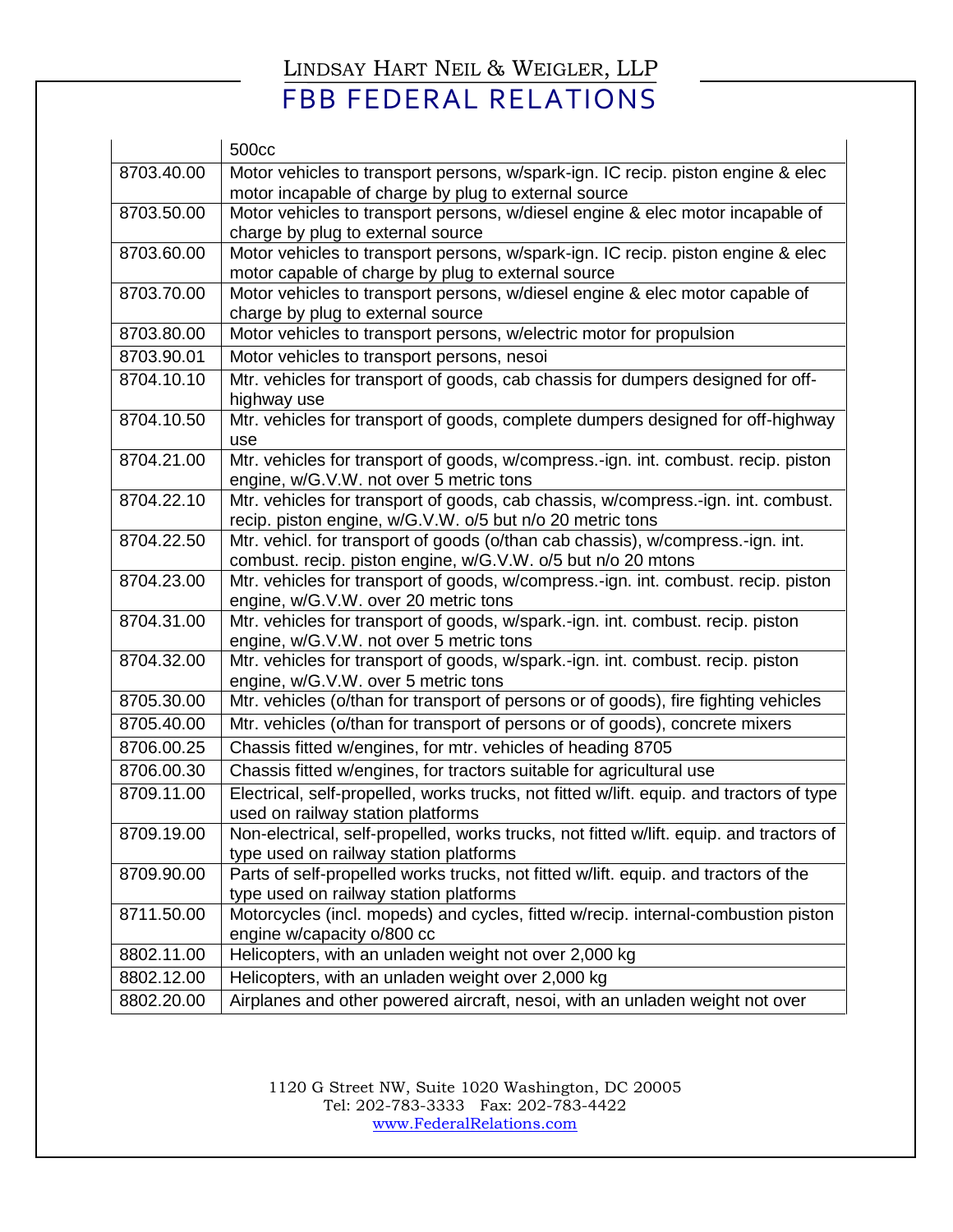| | |
|---|---|
| | 500cc |
| 8703.40.00 | Motor vehicles to transport persons, w/spark-ign. IC recip. piston engine & elec motor incapable of charge by plug to external source |
| 8703.50.00 | Motor vehicles to transport persons, w/diesel engine & elec motor incapable of charge by plug to external source |
| 8703.60.00 | Motor vehicles to transport persons, w/spark-ign. IC recip. piston engine & elec motor capable of charge by plug to external source |
| 8703.70.00 | Motor vehicles to transport persons, w/diesel engine & elec motor capable of charge by plug to external source |
| 8703.80.00 | Motor vehicles to transport persons, w/electric motor for propulsion |
| 8703.90.01 | Motor vehicles to transport persons, nesoi |
| 8704.10.10 | Mtr. vehicles for transport of goods, cab chassis for dumpers designed for off-highway use |
| 8704.10.50 | Mtr. vehicles for transport of goods, complete dumpers designed for off-highway use |
| 8704.21.00 | Mtr. vehicles for transport of goods, w/compress.-ign. int. combust. recip. piston engine, w/G.V.W. not over 5 metric tons |
| 8704.22.10 | Mtr. vehicles for transport of goods, cab chassis, w/compress.-ign. int. combust. recip. piston engine, w/G.V.W. o/5 but n/o 20 metric tons |
| 8704.22.50 | Mtr. vehicl. for transport of goods (o/than cab chassis), w/compress.-ign. int. combust. recip. piston engine, w/G.V.W. o/5 but n/o 20 mtons |
| 8704.23.00 | Mtr. vehicles for transport of goods, w/compress.-ign. int. combust. recip. piston engine, w/G.V.W. over 20 metric tons |
| 8704.31.00 | Mtr. vehicles for transport of goods, w/spark.-ign. int. combust. recip. piston engine, w/G.V.W. not over 5 metric tons |
| 8704.32.00 | Mtr. vehicles for transport of goods, w/spark.-ign. int. combust. recip. piston engine, w/G.V.W. over 5 metric tons |
| 8705.30.00 | Mtr. vehicles (o/than for transport of persons or of goods), fire fighting vehicles |
| 8705.40.00 | Mtr. vehicles (o/than for transport of persons or of goods), concrete mixers |
| 8706.00.25 | Chassis fitted w/engines, for mtr. vehicles of heading 8705 |
| 8706.00.30 | Chassis fitted w/engines, for tractors suitable for agricultural use |
| 8709.11.00 | Electrical, self-propelled, works trucks, not fitted w/lift. equip. and tractors of type used on railway station platforms |
| 8709.19.00 | Non-electrical, self-propelled, works trucks, not fitted w/lift. equip. and tractors of type used on railway station platforms |
| 8709.90.00 | Parts of self-propelled works trucks, not fitted w/lift. equip. and tractors of the type used on railway station platforms |
| 8711.50.00 | Motorcycles (incl. mopeds) and cycles, fitted w/recip. internal-combustion piston engine w/capacity o/800 cc |
| 8802.11.00 | Helicopters, with an unladen weight not over 2,000 kg |
| 8802.12.00 | Helicopters, with an unladen weight over 2,000 kg |
| 8802.20.00 | Airplanes and other powered aircraft, nesoi, with an unladen weight not over |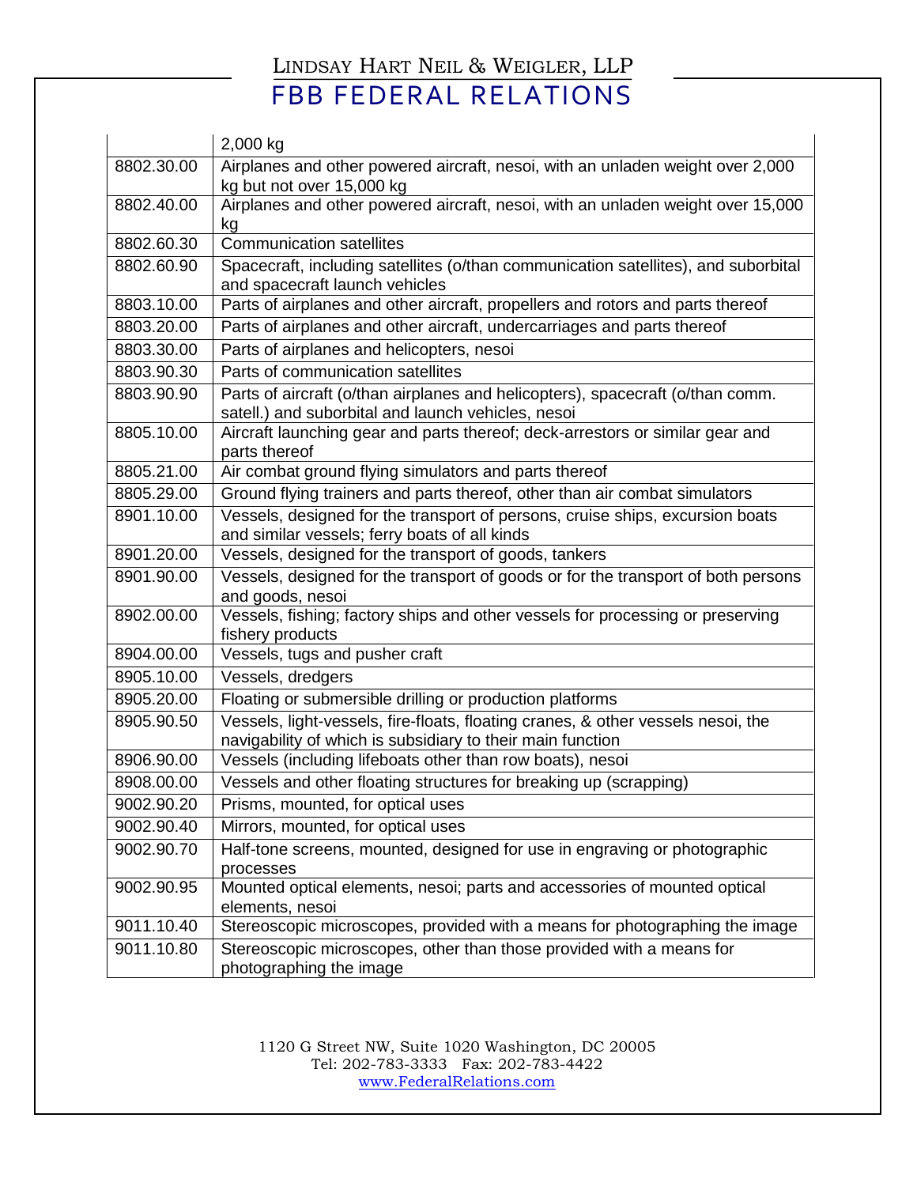| | |
|---|---|
| | 2,000 kg |
| 8802.30.00 | Airplanes and other powered aircraft, nesoi, with an unladen weight over 2,000 kg but not over 15,000 kg |
| 8802.40.00 | Airplanes and other powered aircraft, nesoi, with an unladen weight over 15,000 kg |
| 8802.60.30 | Communication satellites |
| 8802.60.90 | Spacecraft, including satellites (o/than communication satellites), and suborbital and spacecraft launch vehicles |
| 8803.10.00 | Parts of airplanes and other aircraft, propellers and rotors and parts thereof |
| 8803.20.00 | Parts of airplanes and other aircraft, undercarriages and parts thereof |
| 8803.30.00 | Parts of airplanes and helicopters, nesoi |
| 8803.90.30 | Parts of communication satellites |
| 8803.90.90 | Parts of aircraft (o/than airplanes and helicopters), spacecraft (o/than comm. satell.) and suborbital and launch vehicles, nesoi |
| 8805.10.00 | Aircraft launching gear and parts thereof; deck-arrestors or similar gear and parts thereof |
| 8805.21.00 | Air combat ground flying simulators and parts thereof |
| 8805.29.00 | Ground flying trainers and parts thereof, other than air combat simulators |
| 8901.10.00 | Vessels, designed for the transport of persons, cruise ships, excursion boats and similar vessels; ferry boats of all kinds |
| 8901.20.00 | Vessels, designed for the transport of goods, tankers |
| 8901.90.00 | Vessels, designed for the transport of goods or for the transport of both persons and goods, nesoi |
| 8902.00.00 | Vessels, fishing; factory ships and other vessels for processing or preserving fishery products |
| 8904.00.00 | Vessels, tugs and pusher craft |
| 8905.10.00 | Vessels, dredgers |
| 8905.20.00 | Floating or submersible drilling or production platforms |
| 8905.90.50 | Vessels, light-vessels, fire-floats, floating cranes, & other vessels nesoi, the navigability of which is subsidiary to their main function |
| 8906.90.00 | Vessels (including lifeboats other than row boats), nesoi |
| 8908.00.00 | Vessels and other floating structures for breaking up (scrapping) |
| 9002.90.20 | Prisms, mounted, for optical uses |
| 9002.90.40 | Mirrors, mounted, for optical uses |
| 9002.90.70 | Half-tone screens, mounted, designed for use in engraving or photographic processes |
| 9002.90.95 | Mounted optical elements, nesoi; parts and accessories of mounted optical elements, nesoi |
| 9011.10.40 | Stereoscopic microscopes, provided with a means for photographing the image |
| 9011.10.80 | Stereoscopic microscopes, other than those provided with a means for photographing the image |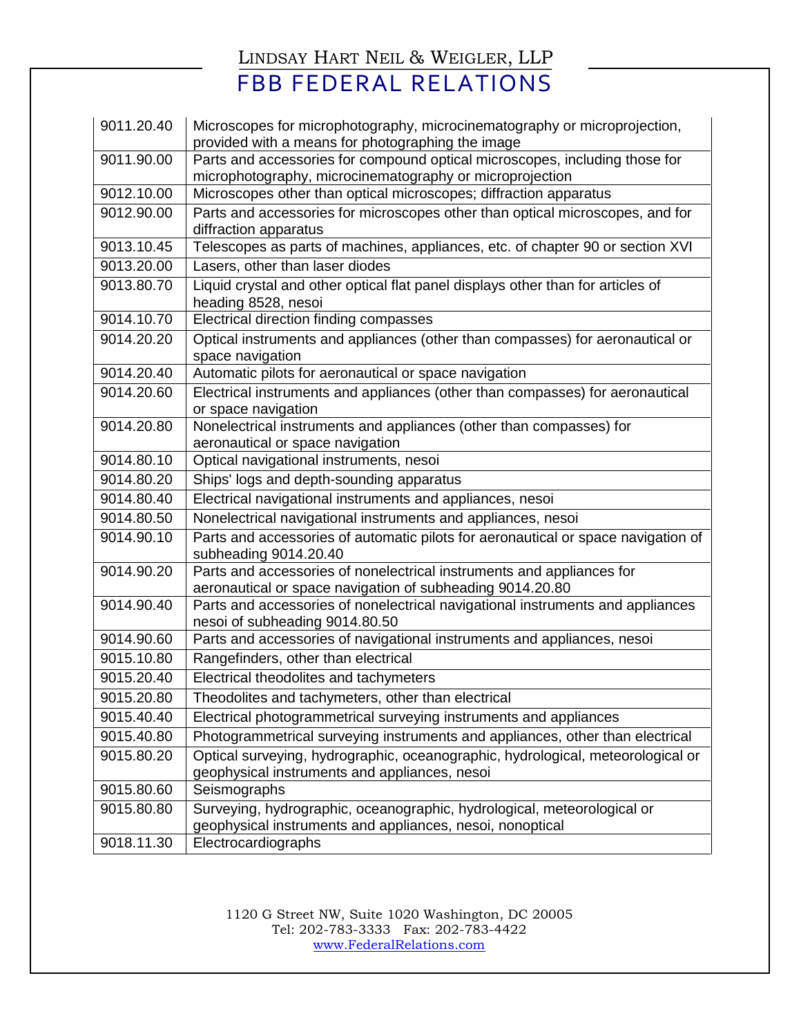| | |
|---|---|
| 9011.20.40 | Microscopes for microphotography, microcinematography or microprojection, provided with a means for photographing the image |
| 9011.90.00 | Parts and accessories for compound optical microscopes, including those for microphotography, microcinematography or microprojection |
| 9012.10.00 | Microscopes other than optical microscopes; diffraction apparatus |
| 9012.90.00 | Parts and accessories for microscopes other than optical microscopes, and for diffraction apparatus |
| 9013.10.45 | Telescopes as parts of machines, appliances, etc. of chapter 90 or section XVI |
| 9013.20.00 | Lasers, other than laser diodes |
| 9013.80.70 | Liquid crystal and other optical flat panel displays other than for articles of heading 8528, nesoi |
| 9014.10.70 | Electrical direction finding compasses |
| 9014.20.20 | Optical instruments and appliances (other than compasses) for aeronautical or space navigation |
| 9014.20.40 | Automatic pilots for aeronautical or space navigation |
| 9014.20.60 | Electrical instruments and appliances (other than compasses) for aeronautical or space navigation |
| 9014.20.80 | Nonelectrical instruments and appliances (other than compasses) for aeronautical or space navigation |
| 9014.80.10 | Optical navigational instruments, nesoi |
| 9014.80.20 | Ships' logs and depth-sounding apparatus |
| 9014.80.40 | Electrical navigational instruments and appliances, nesoi |
| 9014.80.50 | Nonelectrical navigational instruments and appliances, nesoi |
| 9014.90.10 | Parts and accessories of automatic pilots for aeronautical or space navigation of subheading 9014.20.40 |
| 9014.90.20 | Parts and accessories of nonelectrical instruments and appliances for aeronautical or space navigation of subheading 9014.20.80 |
| 9014.90.40 | Parts and accessories of nonelectrical navigational instruments and appliances nesoi of subheading 9014.80.50 |
| 9014.90.60 | Parts and accessories of navigational instruments and appliances, nesoi |
| 9015.10.80 | Rangefinders, other than electrical |
| 9015.20.40 | Electrical theodolites and tachymeters |
| 9015.20.80 | Theodolites and tachymeters, other than electrical |
| 9015.40.40 | Electrical photogrammetrical surveying instruments and appliances |
| 9015.40.80 | Photogrammetrical surveying instruments and appliances, other than electrical |
| 9015.80.20 | Optical surveying, hydrographic, oceanographic, hydrological, meteorological or geophysical instruments and appliances, nesoi |
| 9015.80.60 | Seismographs |
| 9015.80.80 | Surveying, hydrographic, oceanographic, hydrological, meteorological or geophysical instruments and appliances, nesoi, nonoptical |
| 9018.11.30 | Electrocardiographs |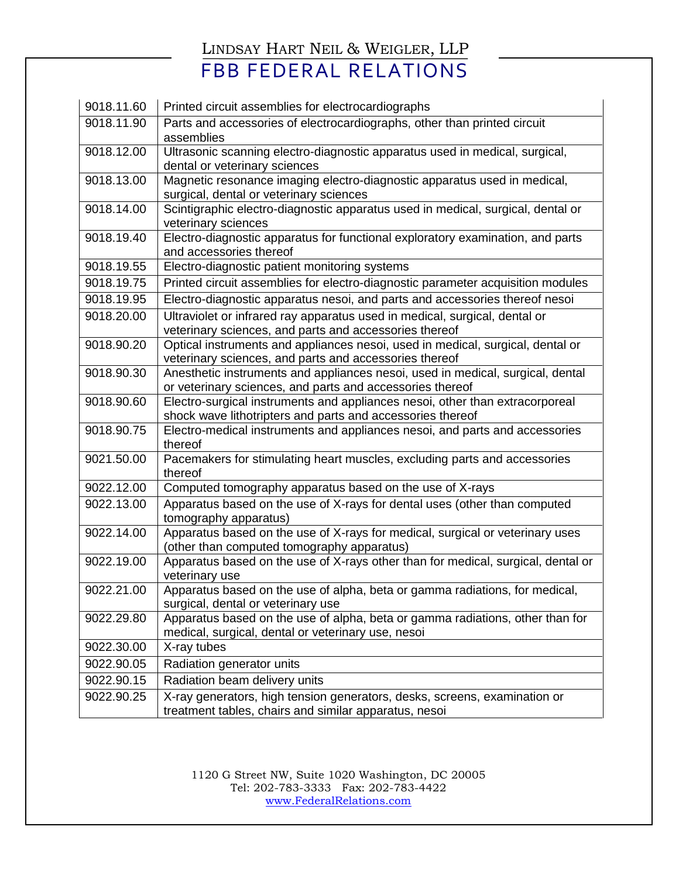| | |
|---|---|
| 9018.11.60 | Printed circuit assemblies for electrocardiographs |
| 9018.11.90 | Parts and accessories of electrocardiographs, other than printed circuit assemblies |
| 9018.12.00 | Ultrasonic scanning electro-diagnostic apparatus used in medical, surgical, dental or veterinary sciences |
| 9018.13.00 | Magnetic resonance imaging electro-diagnostic apparatus used in medical, surgical, dental or veterinary sciences |
| 9018.14.00 | Scintigraphic electro-diagnostic apparatus used in medical, surgical, dental or veterinary sciences |
| 9018.19.40 | Electro-diagnostic apparatus for functional exploratory examination, and parts and accessories thereof |
| 9018.19.55 | Electro-diagnostic patient monitoring systems |
| 9018.19.75 | Printed circuit assemblies for electro-diagnostic parameter acquisition modules |
| 9018.19.95 | Electro-diagnostic apparatus nesoi, and parts and accessories thereof nesoi |
| 9018.20.00 | Ultraviolet or infrared ray apparatus used in medical, surgical, dental or veterinary sciences, and parts and accessories thereof |
| 9018.90.20 | Optical instruments and appliances nesoi, used in medical, surgical, dental or veterinary sciences, and parts and accessories thereof |
| 9018.90.30 | Anesthetic instruments and appliances nesoi, used in medical, surgical, dental or veterinary sciences, and parts and accessories thereof |
| 9018.90.60 | Electro-surgical instruments and appliances nesoi, other than extracorporeal shock wave lithotripters and parts and accessories thereof |
| 9018.90.75 | Electro-medical instruments and appliances nesoi, and parts and accessories thereof |
| 9021.50.00 | Pacemakers for stimulating heart muscles, excluding parts and accessories thereof |
| 9022.12.00 | Computed tomography apparatus based on the use of X-rays |
| 9022.13.00 | Apparatus based on the use of X-rays for dental uses (other than computed tomography apparatus) |
| 9022.14.00 | Apparatus based on the use of X-rays for medical, surgical or veterinary uses (other than computed tomography apparatus) |
| 9022.19.00 | Apparatus based on the use of X-rays other than for medical, surgical, dental or veterinary use |
| 9022.21.00 | Apparatus based on the use of alpha, beta or gamma radiations, for medical, surgical, dental or veterinary use |
| 9022.29.80 | Apparatus based on the use of alpha, beta or gamma radiations, other than for medical, surgical, dental or veterinary use, nesoi |
| 9022.30.00 | X-ray tubes |
| 9022.90.05 | Radiation generator units |
| 9022.90.15 | Radiation beam delivery units |
| 9022.90.25 | X-ray generators, high tension generators, desks, screens, examination or treatment tables, chairs and similar apparatus, nesoi |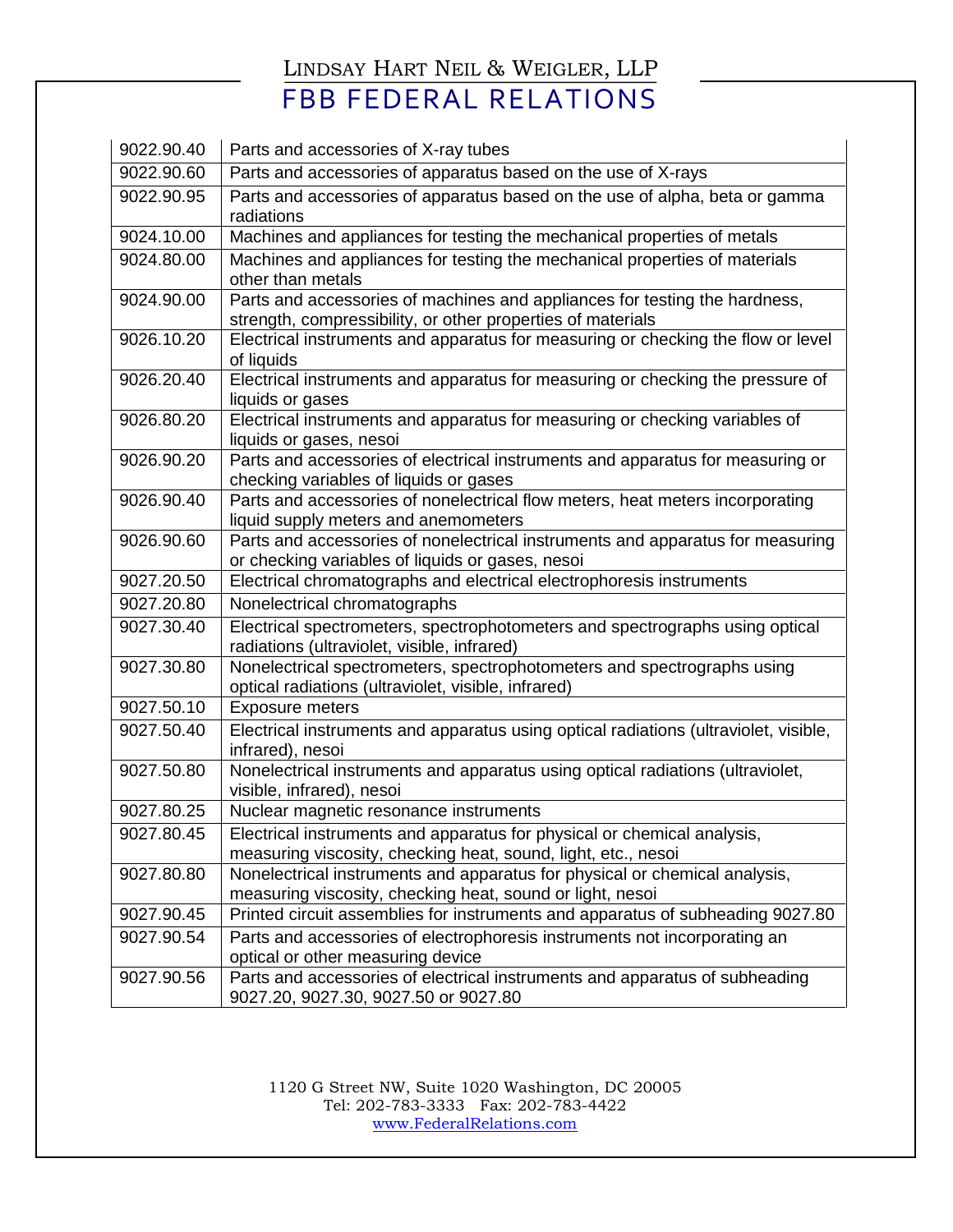| 9022.90.40 | Parts and accessories of X-ray tubes |
|---|---|
| 9022.90.60 | Parts and accessories of apparatus based on the use of X-rays |
| 9022.90.95 | Parts and accessories of apparatus based on the use of alpha, beta or gamma radiations |
| 9024.10.00 | Machines and appliances for testing the mechanical properties of metals |
| 9024.80.00 | Machines and appliances for testing the mechanical properties of materials other than metals |
| 9024.90.00 | Parts and accessories of machines and appliances for testing the hardness, strength, compressibility, or other properties of materials |
| 9026.10.20 | Electrical instruments and apparatus for measuring or checking the flow or level of liquids |
| 9026.20.40 | Electrical instruments and apparatus for measuring or checking the pressure of liquids or gases |
| 9026.80.20 | Electrical instruments and apparatus for measuring or checking variables of liquids or gases, nesoi |
| 9026.90.20 | Parts and accessories of electrical instruments and apparatus for measuring or checking variables of liquids or gases |
| 9026.90.40 | Parts and accessories of nonelectrical flow meters, heat meters incorporating liquid supply meters and anemometers |
| 9026.90.60 | Parts and accessories of nonelectrical instruments and apparatus for measuring or checking variables of liquids or gases, nesoi |
| 9027.20.50 | Electrical chromatographs and electrical electrophoresis instruments |
| 9027.20.80 | Nonelectrical chromatographs |
| 9027.30.40 | Electrical spectrometers, spectrophotometers and spectrographs using optical radiations (ultraviolet, visible, infrared) |
| 9027.30.80 | Nonelectrical spectrometers, spectrophotometers and spectrographs using optical radiations (ultraviolet, visible, infrared) |
| 9027.50.10 | Exposure meters |
| 9027.50.40 | Electrical instruments and apparatus using optical radiations (ultraviolet, visible, infrared), nesoi |
| 9027.50.80 | Nonelectrical instruments and apparatus using optical radiations (ultraviolet, visible, infrared), nesoi |
| 9027.80.25 | Nuclear magnetic resonance instruments |
| 9027.80.45 | Electrical instruments and apparatus for physical or chemical analysis, measuring viscosity, checking heat, sound, light, etc., nesoi |
| 9027.80.80 | Nonelectrical instruments and apparatus for physical or chemical analysis, measuring viscosity, checking heat, sound or light, nesoi |
| 9027.90.45 | Printed circuit assemblies for instruments and apparatus of subheading 9027.80 |
| 9027.90.54 | Parts and accessories of electrophoresis instruments not incorporating an optical or other measuring device |
| 9027.90.56 | Parts and accessories of electrical instruments and apparatus of subheading 9027.20, 9027.30, 9027.50 or 9027.80 |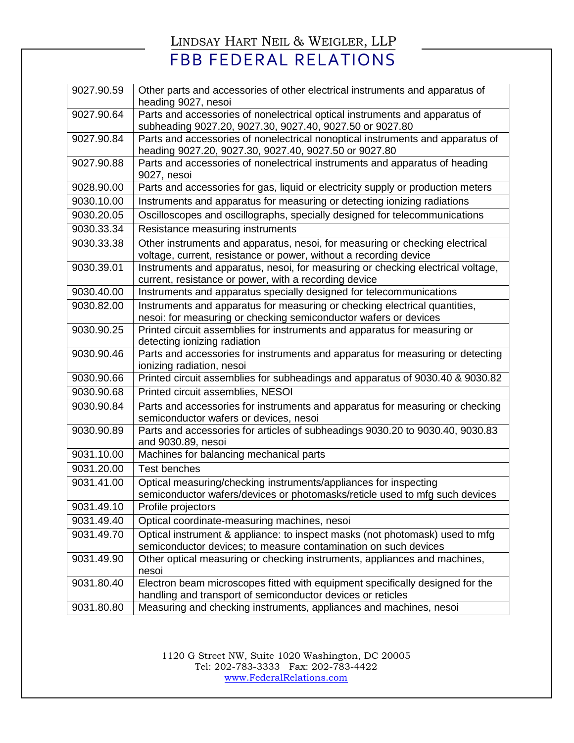| | |
|---|---|
| 9027.90.59 | Other parts and accessories of other electrical instruments and apparatus of heading 9027, nesoi |
| 9027.90.64 | Parts and accessories of nonelectrical optical instruments and apparatus of subheading 9027.20, 9027.30, 9027.40, 9027.50 or 9027.80 |
| 9027.90.84 | Parts and accessories of nonelectrical nonoptical instruments and apparatus of heading 9027.20, 9027.30, 9027.40, 9027.50 or 9027.80 |
| 9027.90.88 | Parts and accessories of nonelectrical instruments and apparatus of heading 9027, nesoi |
| 9028.90.00 | Parts and accessories for gas, liquid or electricity supply or production meters |
| 9030.10.00 | Instruments and apparatus for measuring or detecting ionizing radiations |
| 9030.20.05 | Oscilloscopes and oscillographs, specially designed for telecommunications |
| 9030.33.34 | Resistance measuring instruments |
| 9030.33.38 | Other instruments and apparatus, nesoi, for measuring or checking electrical voltage, current, resistance or power, without a recording device |
| 9030.39.01 | Instruments and apparatus, nesoi, for measuring or checking electrical voltage, current, resistance or power, with a recording device |
| 9030.40.00 | Instruments and apparatus specially designed for telecommunications |
| 9030.82.00 | Instruments and apparatus for measuring or checking electrical quantities, nesoi: for measuring or checking semiconductor wafers or devices |
| 9030.90.25 | Printed circuit assemblies for instruments and apparatus for measuring or detecting ionizing radiation |
| 9030.90.46 | Parts and accessories for instruments and apparatus for measuring or detecting ionizing radiation, nesoi |
| 9030.90.66 | Printed circuit assemblies for subheadings and apparatus of 9030.40 & 9030.82 |
| 9030.90.68 | Printed circuit assemblies, NESOI |
| 9030.90.84 | Parts and accessories for instruments and apparatus for measuring or checking semiconductor wafers or devices, nesoi |
| 9030.90.89 | Parts and accessories for articles of subheadings 9030.20 to 9030.40, 9030.83 and 9030.89, nesoi |
| 9031.10.00 | Machines for balancing mechanical parts |
| 9031.20.00 | Test benches |
| 9031.41.00 | Optical measuring/checking instruments/appliances for inspecting semiconductor wafers/devices or photomasks/reticle used to mfg such devices |
| 9031.49.10 | Profile projectors |
| 9031.49.40 | Optical coordinate-measuring machines, nesoi |
| 9031.49.70 | Optical instrument & appliance: to inspect masks (not photomask) used to mfg semiconductor devices; to measure contamination on such devices |
| 9031.49.90 | Other optical measuring or checking instruments, appliances and machines, nesoi |
| 9031.80.40 | Electron beam microscopes fitted with equipment specifically designed for the handling and transport of semiconductor devices or reticles |
| 9031.80.80 | Measuring and checking instruments, appliances and machines, nesoi |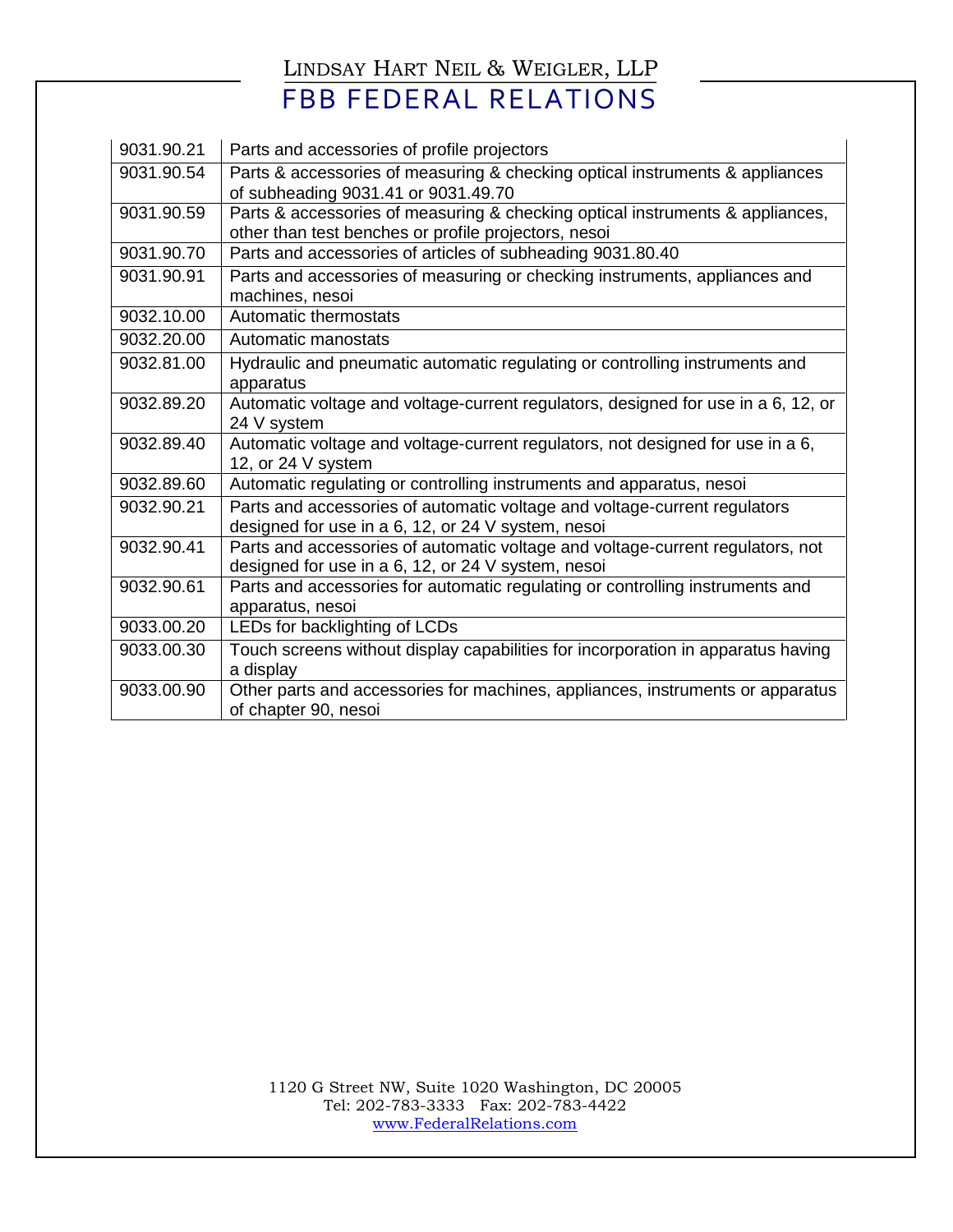| | |
|---|---|
| 9031.90.21 | Parts and accessories of profile projectors |
| 9031.90.54 | Parts & accessories of measuring & checking optical instruments & appliances of subheading 9031.41 or 9031.49.70 |
| 9031.90.59 | Parts & accessories of measuring & checking optical instruments & appliances, other than test benches or profile projectors, nesoi |
| 9031.90.70 | Parts and accessories of articles of subheading 9031.80.40 |
| 9031.90.91 | Parts and accessories of measuring or checking instruments, appliances and machines, nesoi |
| 9032.10.00 | Automatic thermostats |
| 9032.20.00 | Automatic manostats |
| 9032.81.00 | Hydraulic and pneumatic automatic regulating or controlling instruments and apparatus |
| 9032.89.20 | Automatic voltage and voltage-current regulators, designed for use in a 6, 12, or 24 V system |
| 9032.89.40 | Automatic voltage and voltage-current regulators, not designed for use in a 6, 12, or 24 V system |
| 9032.89.60 | Automatic regulating or controlling instruments and apparatus, nesoi |
| 9032.90.21 | Parts and accessories of automatic voltage and voltage-current regulators designed for use in a 6, 12, or 24 V system, nesoi |
| 9032.90.41 | Parts and accessories of automatic voltage and voltage-current regulators, not designed for use in a 6, 12, or 24 V system, nesoi |
| 9032.90.61 | Parts and accessories for automatic regulating or controlling instruments and apparatus, nesoi |
| 9033.00.20 | LEDs for backlighting of LCDs |
| 9033.00.30 | Touch screens without display capabilities for incorporation in apparatus having a display |
| 9033.00.90 | Other parts and accessories for machines, appliances, instruments or apparatus of chapter 90, nesoi |